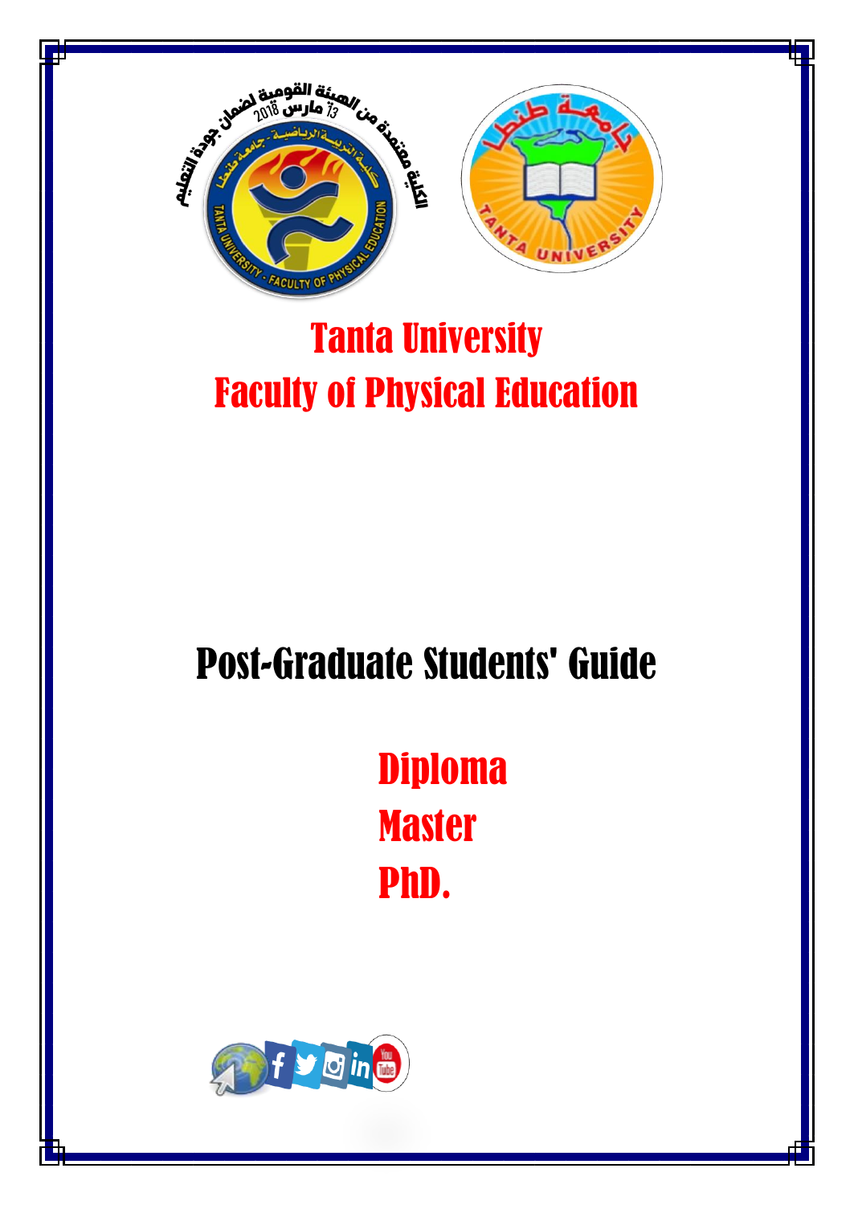# Tanta University
# Faculty of Physical Education

# Post-Graduate Students' Guide

## Diploma
## Master
## PhD.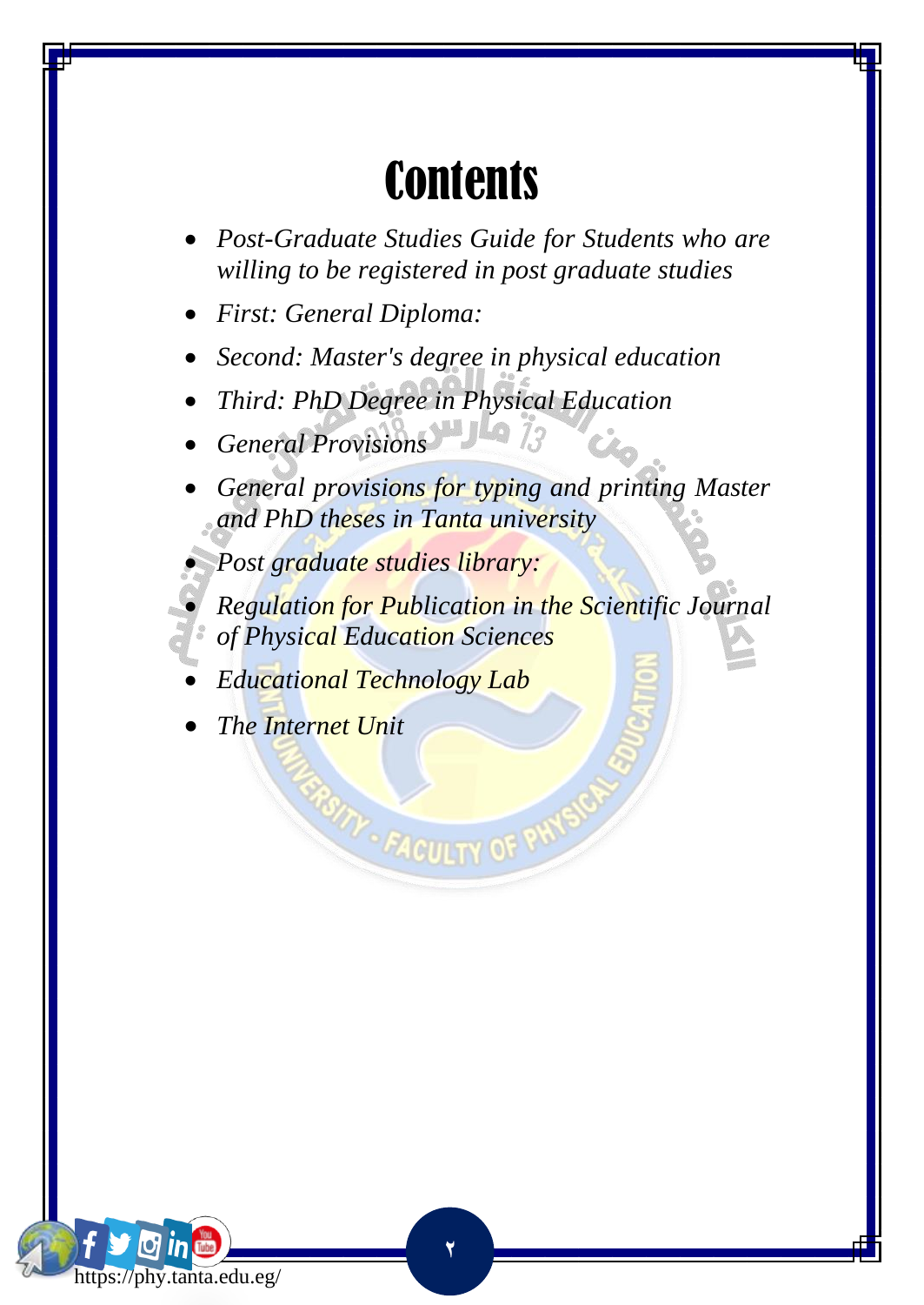# Contents

- *Post-Graduate Studies Guide for Students who are willing to be registered in post graduate studies*
- *First: General Diploma:*
- *Second: Master's degree in physical education*
- *Third: PhD Degree in Physical Education*
- *General Provisions*
- *General provisions for typing and printing Master and PhD theses in Tanta university*
- *Post graduate studies library:*
- *Regulation for Publication in the Scientific Journal of Physical Education Sciences*
- *Educational Technology Lab*
- *The Internet Unit*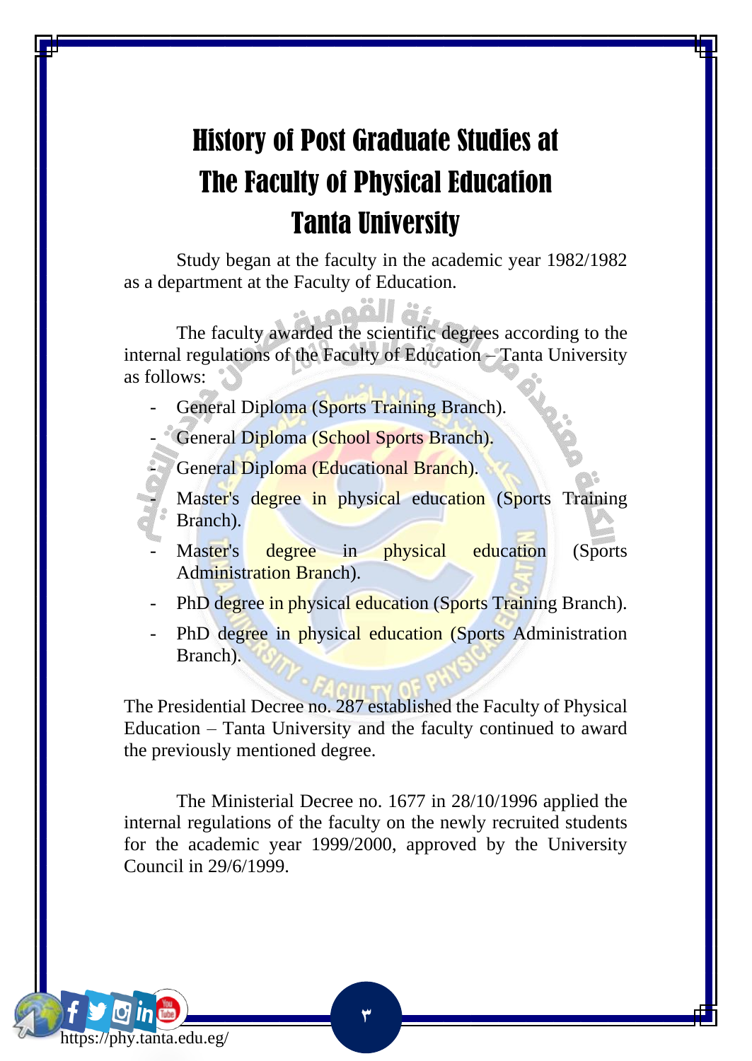# History of Post Graduate Studies at The Faculty of Physical Education Tanta University

Study began at the faculty in the academic year 1982/1982 as a department at the Faculty of Education.

The faculty awarded the scientific degrees according to the internal regulations of the Faculty of Education – Tanta University as follows:

- General Diploma (Sports Training Branch).
- General Diploma (School Sports Branch).
- General Diploma (Educational Branch).
- Master's degree in physical education (Sports Training Branch).
- Master's degree in physical education (Sports Administration Branch).
- PhD degree in physical education (Sports Training Branch).
- PhD degree in physical education (Sports Administration Branch).

The Presidential Decree no. 287 established the Faculty of Physical Education – Tanta University and the faculty continued to award the previously mentioned degree.

The Ministerial Decree no. 1677 in 28/10/1996 applied the internal regulations of the faculty on the newly recruited students for the academic year 1999/2000, approved by the University Council in 29/6/1999.

https://phy.tanta.edu.eg/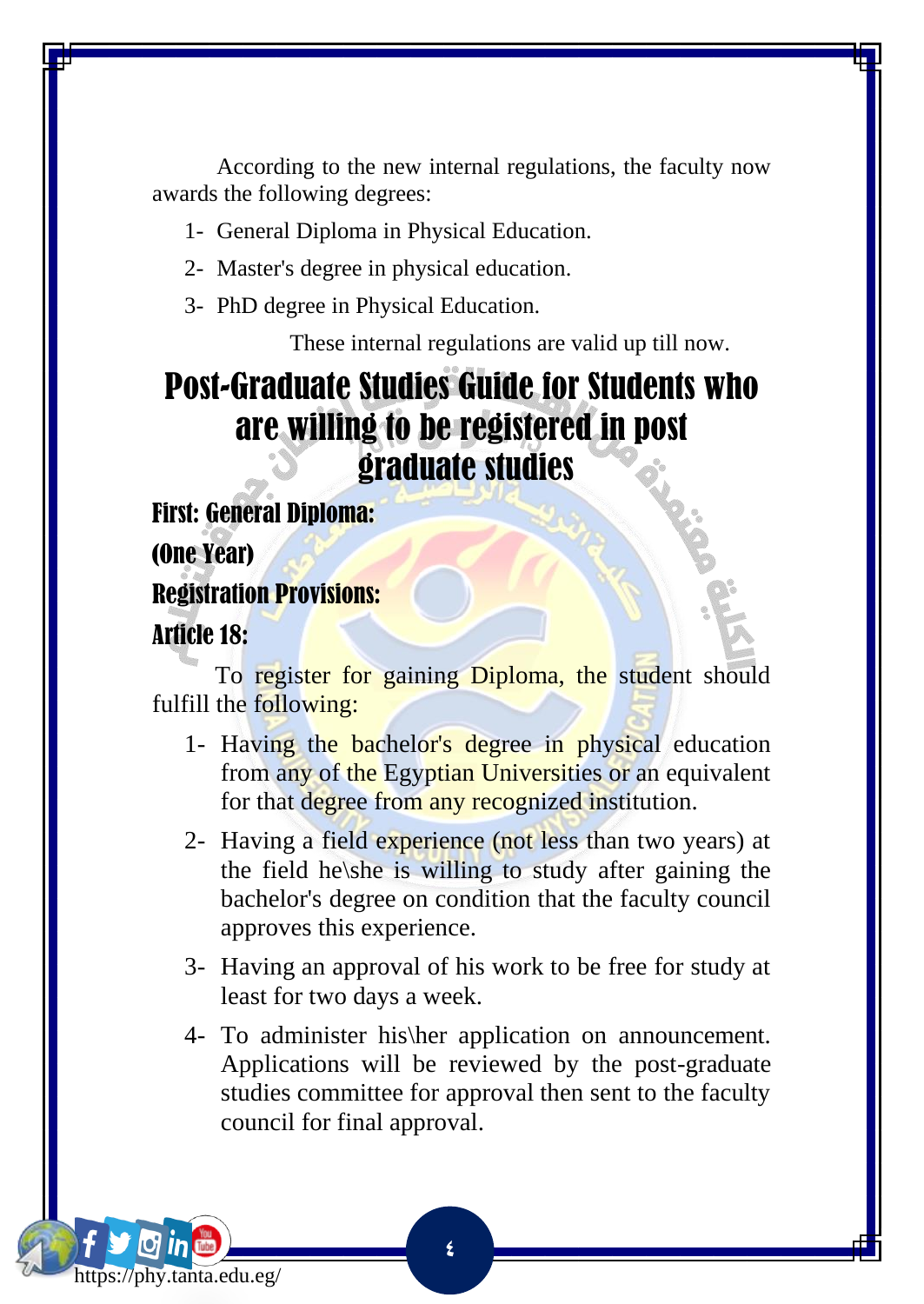According to the new internal regulations, the faculty now awards the following degrees:

1- General Diploma in Physical Education.
2- Master's degree in physical education.
3- PhD degree in Physical Education.

These internal regulations are valid up till now.

# Post-Graduate Studies Guide for Students who are willing to be registered in post graduate studies

## First: General Diploma:

## (One Year)

## Registration Provisions:

## Article 18:

To register for gaining Diploma, the student should fulfill the following:

1- Having the bachelor's degree in physical education from any of the Egyptian Universities or an equivalent for that degree from any recognized institution.
2- Having a field experience (not less than two years) at the field he\she is willing to study after gaining the bachelor's degree on condition that the faculty council approves this experience.
3- Having an approval of his work to be free for study at least for two days a week.
4- To administer his\her application on announcement. Applications will be reviewed by the post-graduate studies committee for approval then sent to the faculty council for final approval.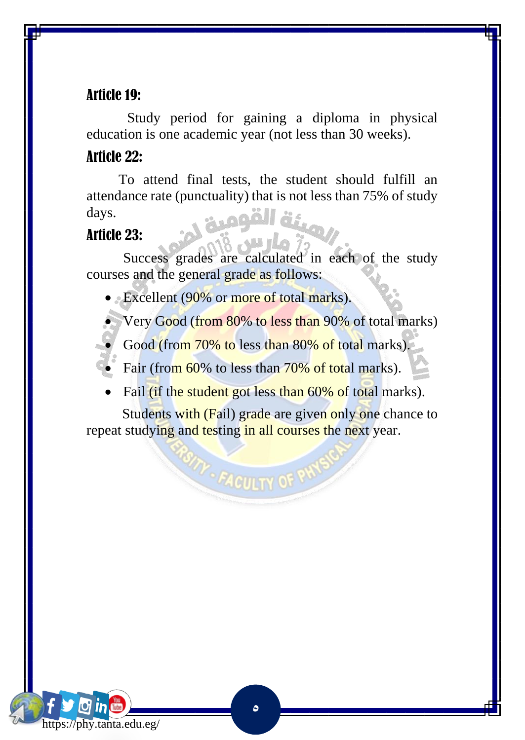### Article 19:

Study period for gaining a diploma in physical education is one academic year (not less than 30 weeks).

### Article 22:

To attend final tests, the student should fulfill an attendance rate (punctuality) that is not less than 75% of study days.

### Article 23:

Success grades are calculated in each of the study courses and the general grade as follows:

- Excellent (90% or more of total marks).
- Very Good (from 80% to less than 90% of total marks)
- Good (from 70% to less than 80% of total marks).
- Fair (from 60% to less than 70% of total marks).
- Fail (if the student got less than 60% of total marks).

Students with (Fail) grade are given only one chance to repeat studying and testing in all courses the next year.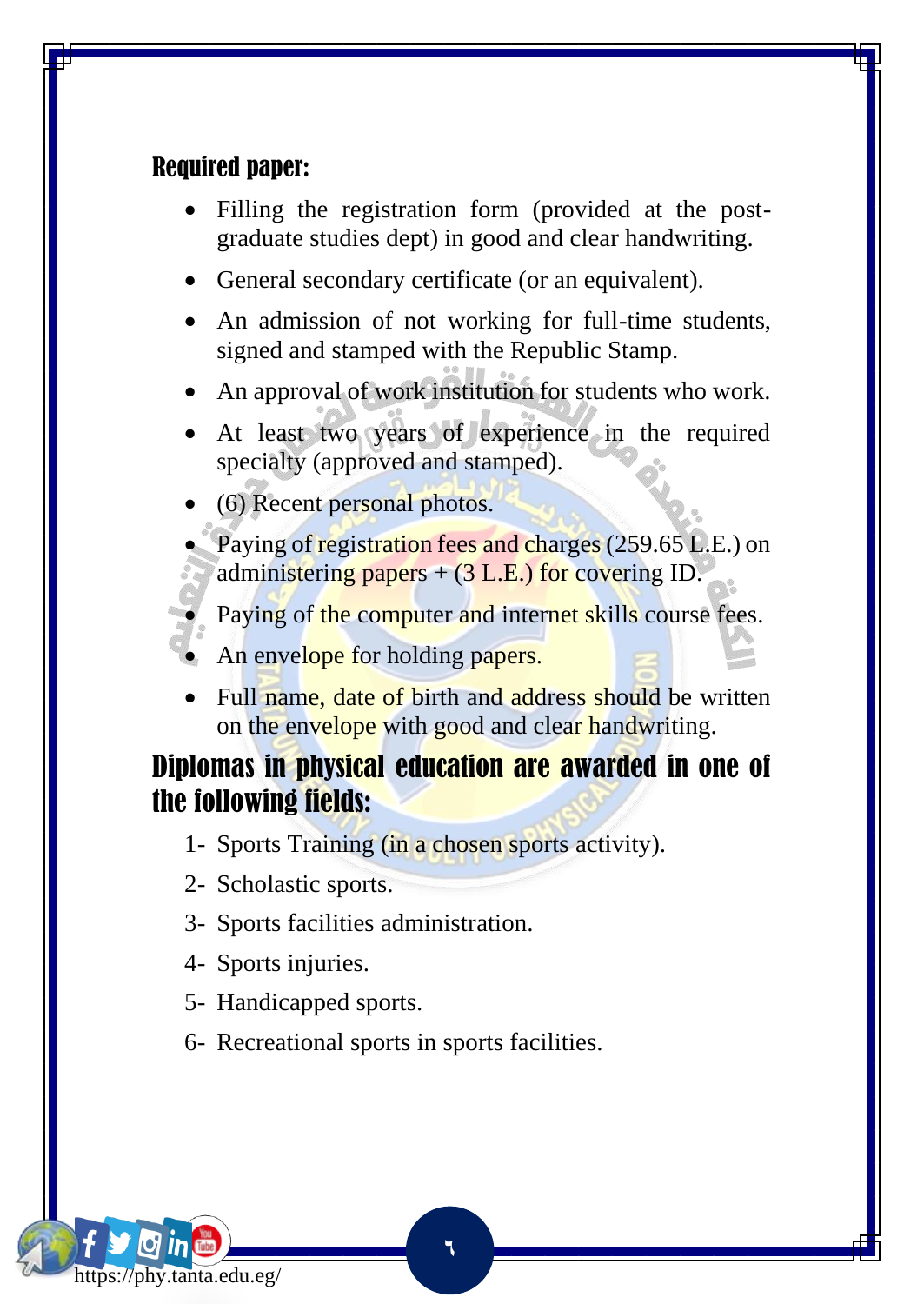### Required paper:

- Filling the registration form (provided at the post-graduate studies dept) in good and clear handwriting.
- General secondary certificate (or an equivalent).
- An admission of not working for full-time students, signed and stamped with the Republic Stamp.
- An approval of work institution for students who work.
- At least two years of experience in the required specialty (approved and stamped).
- (6) Recent personal photos.
- Paying of registration fees and charges (259.65 L.E.) on administering papers + (3 L.E.) for covering ID.
- Paying of the computer and internet skills course fees.
- An envelope for holding papers.
- Full name, date of birth and address should be written on the envelope with good and clear handwriting.

## Diplomas in physical education are awarded in one of the following fields:

1. Sports Training (in a chosen sports activity).
2. Scholastic sports.
3. Sports facilities administration.
4. Sports injuries.
5. Handicapped sports.
6. Recreational sports in sports facilities.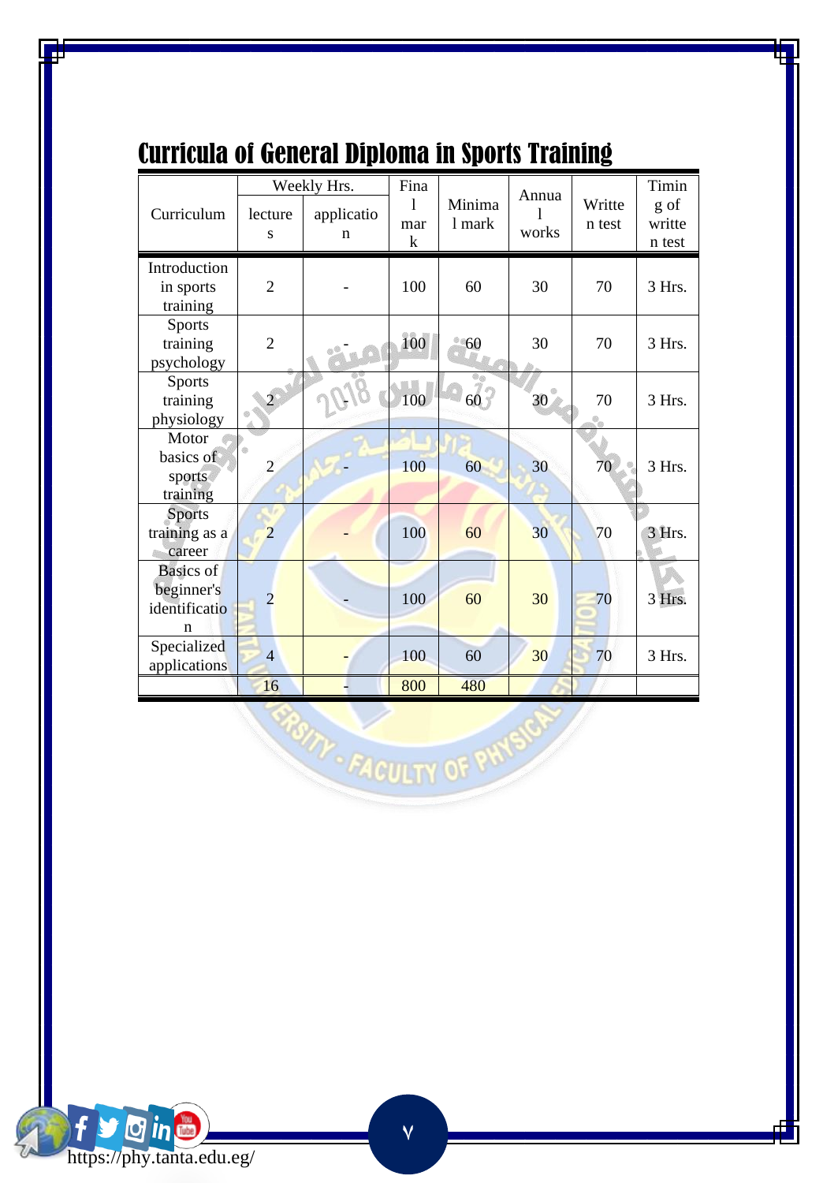# Curricula of General Diploma in Sports Training

| Curriculum | Weekly Hrs. | | Final mark | Minimal mark | Annual works | Written test | Timing of written test |
|---|---|---|---|---|---|---|---|
| | lectures | application | | | | | |
| Introduction in sports training | 2 | - | 100 | 60 | 30 | 70 | 3 Hrs. |
| Sports training psychology | 2 | - | 100 | 60 | 30 | 70 | 3 Hrs. |
| Sports training physiology | 2 | - | 100 | 60 | 30 | 70 | 3 Hrs. |
| Motor basics of sports training | 2 | - | 100 | 60 | 30 | 70 | 3 Hrs. |
| Sports training as a career | 2 | - | 100 | 60 | 30 | 70 | 3 Hrs. |
| Basics of beginner's identification | 2 | - | 100 | 60 | 30 | 70 | 3 Hrs. |
| Specialized applications | 4 | - | 100 | 60 | 30 | 70 | 3 Hrs. |
| | 16 | - | 800 | 480 | | | |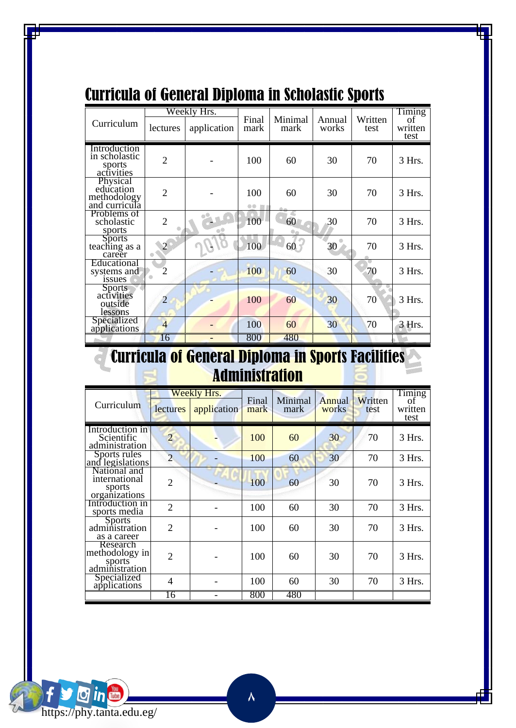## Curricula of General Diploma in Scholastic Sports

| Curriculum | Weekly Hrs. | | Final mark | Minimal mark | Annual works | Written test | Timing of written test |
|---|---|---|---|---|---|---|---|
| | lectures | application | | | | | |
| Introduction in scholastic sports activities | 2 | - | 100 | 60 | 30 | 70 | 3 Hrs. |
| Physical education methodology and curricula | 2 | - | 100 | 60 | 30 | 70 | 3 Hrs. |
| Problems of scholastic sports | 2 | - | 100 | 60 | 30 | 70 | 3 Hrs. |
| Sports teaching as a career | 2 | - | 100 | 60 | 30 | 70 | 3 Hrs. |
| Educational systems and issues | 2 | - | 100 | 60 | 30 | 70 | 3 Hrs. |
| Sports activities outside lessons | 2 | - | 100 | 60 | 30 | 70 | 3 Hrs. |
| Specialized applications | 4 | - | 100 | 60 | 30 | 70 | 3 Hrs. |
| | 16 | - | 800 | 480 | | | |

## Curricula of General Diploma in Sports Facilities Administration

| Curriculum | Weekly Hrs. | | Final mark | Minimal mark | Annual works | Written test | Timing of written test |
|---|---|---|---|---|---|---|---|
| | lectures | application | | | | | |
| Introduction in Scientific administration | 2 | - | 100 | 60 | 30 | 70 | 3 Hrs. |
| Sports rules and legislations | 2 | - | 100 | 60 | 30 | 70 | 3 Hrs. |
| National and international sports organizations | 2 | - | 100 | 60 | 30 | 70 | 3 Hrs. |
| Introduction in sports media | 2 | - | 100 | 60 | 30 | 70 | 3 Hrs. |
| Sports administration as a career | 2 | - | 100 | 60 | 30 | 70 | 3 Hrs. |
| Research methodology in sports administration | 2 | - | 100 | 60 | 30 | 70 | 3 Hrs. |
| Specialized applications | 4 | - | 100 | 60 | 30 | 70 | 3 Hrs. |
| | 16 | - | 800 | 480 | | | |

https://phy.tanta.edu.eg/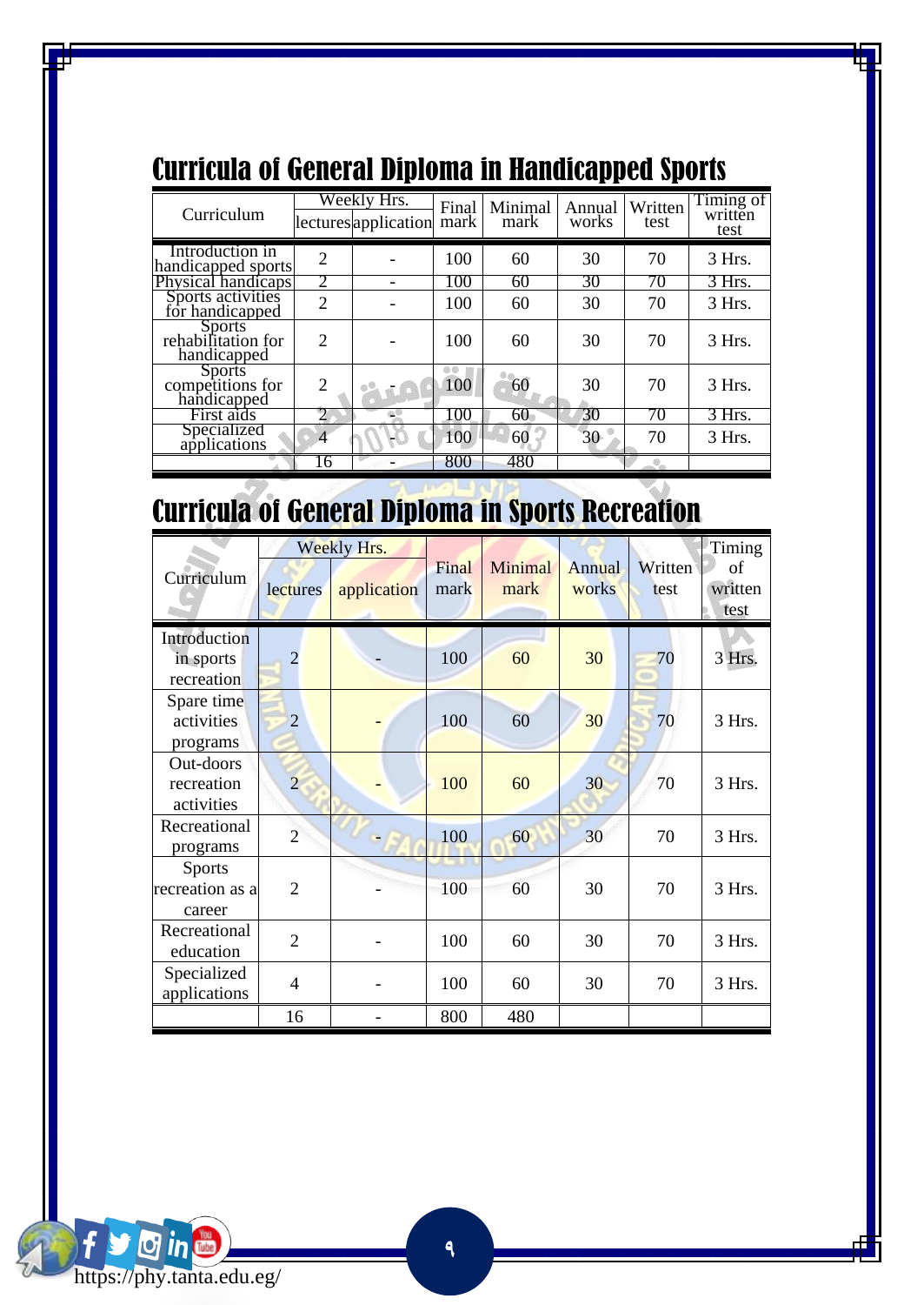# Curricula of General Diploma in Handicapped Sports

| Curriculum | Weekly Hrs. | | Final mark | Minimal mark | Annual works | Written test | Timing of written test |
|---|---|---|---|---|---|---|---|
| | lectures | application | | | | | |
| Introduction in handicapped sports | 2 | - | 100 | 60 | 30 | 70 | 3 Hrs. |
| Physical handicaps | 2 | - | 100 | 60 | 30 | 70 | 3 Hrs. |
| Sports activities for handicapped | 2 | - | 100 | 60 | 30 | 70 | 3 Hrs. |
| Sports rehabilitation for handicapped | 2 | - | 100 | 60 | 30 | 70 | 3 Hrs. |
| Sports competitions for handicapped | 2 | - | 100 | 60 | 30 | 70 | 3 Hrs. |
| First aids | 2 | - | 100 | 60 | 30 | 70 | 3 Hrs. |
| Specialized applications | 4 | - | 100 | 60 | 30 | 70 | 3 Hrs. |
| | 16 | - | 800 | 480 | | | |

# Curricula of General Diploma in Sports Recreation

| Curriculum | Weekly Hrs. | | Final mark | Minimal mark | Annual works | Written test | Timing of written test |
|---|---|---|---|---|---|---|---|
| | lectures | application | | | | | |
| Introduction in sports recreation | 2 | - | 100 | 60 | 30 | 70 | 3 Hrs. |
| Spare time activities programs | 2 | - | 100 | 60 | 30 | 70 | 3 Hrs. |
| Out-doors recreation activities | 2 | - | 100 | 60 | 30 | 70 | 3 Hrs. |
| Recreational programs | 2 | - | 100 | 60 | 30 | 70 | 3 Hrs. |
| Sports recreation as a career | 2 | - | 100 | 60 | 30 | 70 | 3 Hrs. |
| Recreational education | 2 | - | 100 | 60 | 30 | 70 | 3 Hrs. |
| Specialized applications | 4 | - | 100 | 60 | 30 | 70 | 3 Hrs. |
| | 16 | - | 800 | 480 | | | |

https://phy.tanta.edu.eg/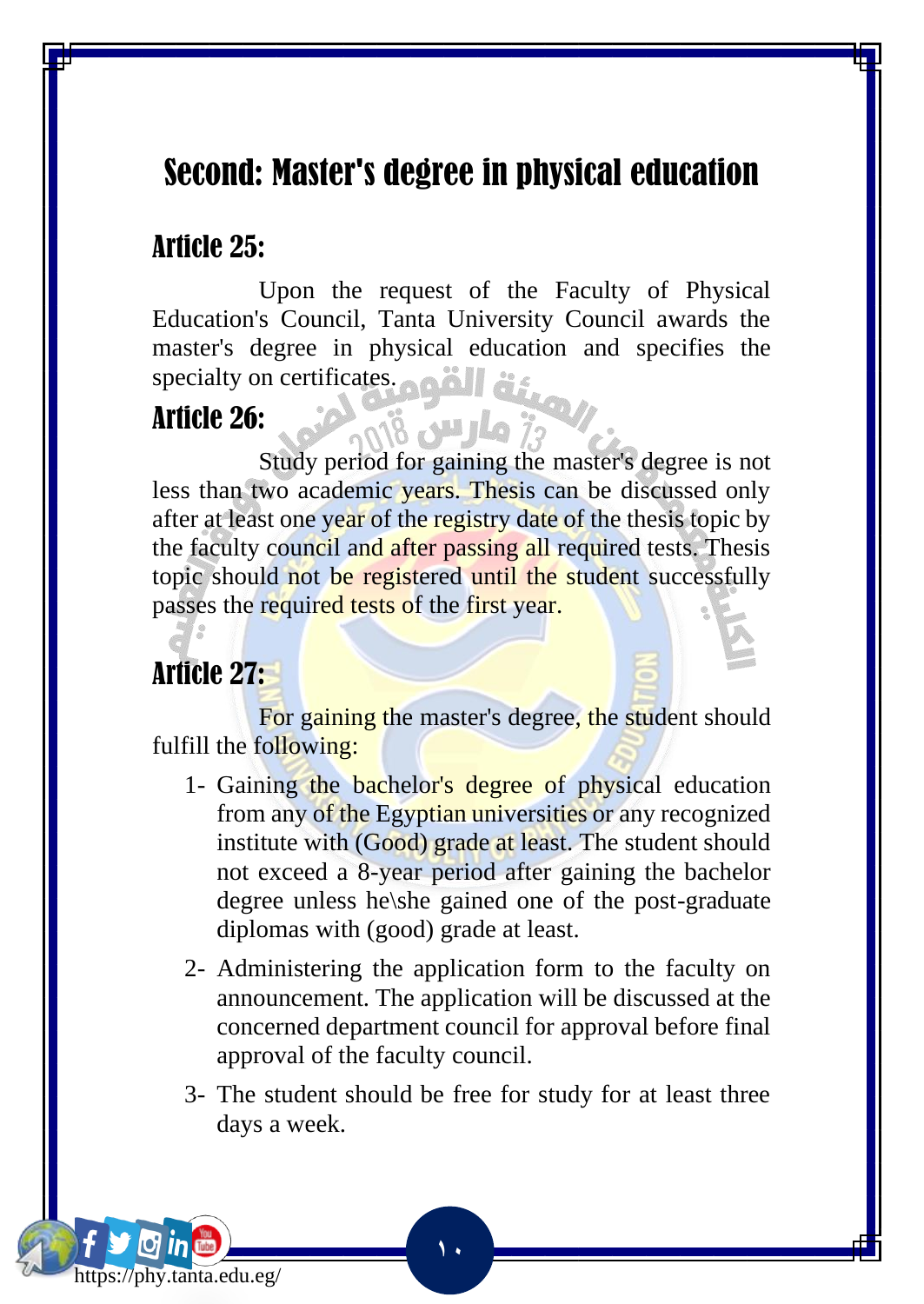# Second: Master's degree in physical education

## Article 25:

Upon the request of the Faculty of Physical Education's Council, Tanta University Council awards the master's degree in physical education and specifies the specialty on certificates.

## Article 26:

Study period for gaining the master's degree is not less than two academic years. Thesis can be discussed only after at least one year of the registry date of the thesis topic by the faculty council and after passing all required tests. Thesis topic should not be registered until the student successfully passes the required tests of the first year.

## Article 27:

For gaining the master's degree, the student should fulfill the following:

1- Gaining the bachelor's degree of physical education from any of the Egyptian universities or any recognized institute with (Good) grade at least. The student should not exceed a 8-year period after gaining the bachelor degree unless he\she gained one of the post-graduate diplomas with (good) grade at least.

2- Administering the application form to the faculty on announcement. The application will be discussed at the concerned department council for approval before final approval of the faculty council.

3- The student should be free for study for at least three days a week.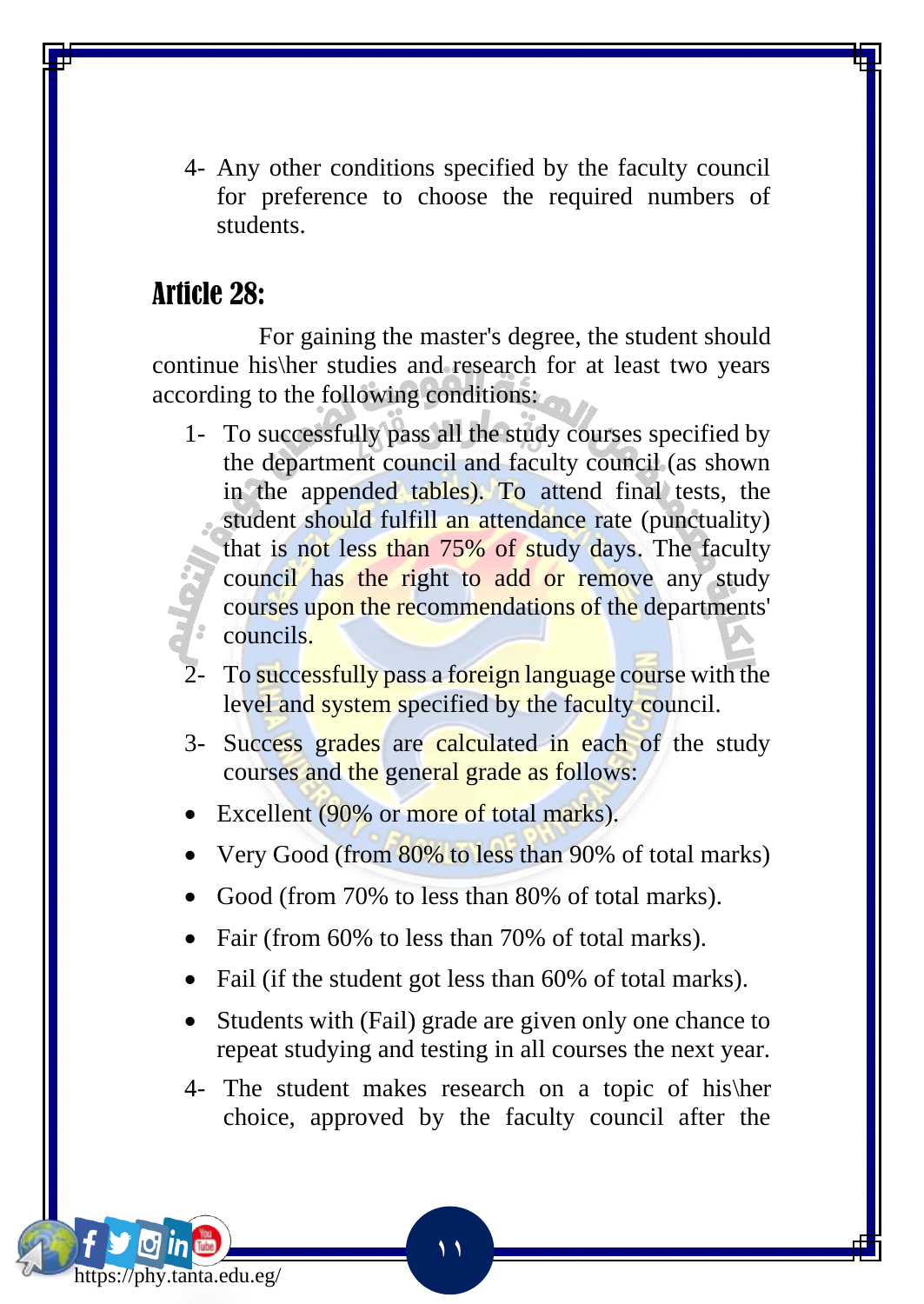4- Any other conditions specified by the faculty council for preference to choose the required numbers of students.

## Article 28:

For gaining the master's degree, the student should continue his\her studies and research for at least two years according to the following conditions:

1- To successfully pass all the study courses specified by the department council and faculty council (as shown in the appended tables). To attend final tests, the student should fulfill an attendance rate (punctuality) that is not less than 75% of study days. The faculty council has the right to add or remove any study courses upon the recommendations of the departments' councils.

2- To successfully pass a foreign language course with the level and system specified by the faculty council.

3- Success grades are calculated in each of the study courses and the general grade as follows:

- Excellent (90% or more of total marks).
- Very Good (from 80% to less than 90% of total marks)
- Good (from 70% to less than 80% of total marks).
- Fair (from 60% to less than 70% of total marks).
- Fail (if the student got less than 60% of total marks).
- Students with (Fail) grade are given only one chance to repeat studying and testing in all courses the next year.

4- The student makes research on a topic of his\her choice, approved by the faculty council after the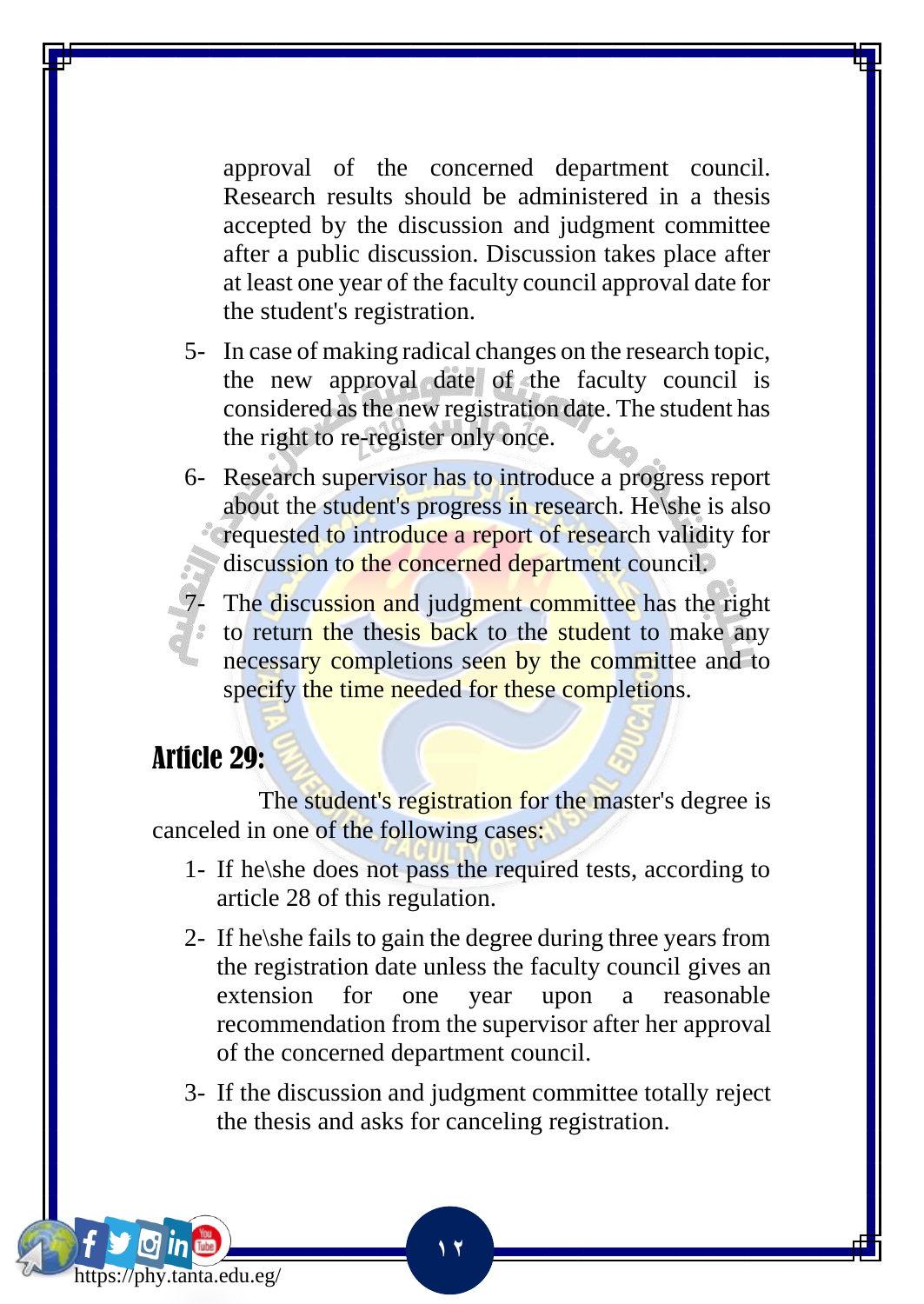approval of the concerned department council. Research results should be administered in a thesis accepted by the discussion and judgment committee after a public discussion. Discussion takes place after at least one year of the faculty council approval date for the student's registration.

5- In case of making radical changes on the research topic, the new approval date of the faculty council is considered as the new registration date. The student has the right to re-register only once.

6- Research supervisor has to introduce a progress report about the student's progress in research. He\she is also requested to introduce a report of research validity for discussion to the concerned department council.

7- The discussion and judgment committee has the right to return the thesis back to the student to make any necessary completions seen by the committee and to specify the time needed for these completions.

## Article 29:

The student's registration for the master's degree is canceled in one of the following cases:

1- If he\she does not pass the required tests, according to article 28 of this regulation.

2- If he\she fails to gain the degree during three years from the registration date unless the faculty council gives an extension for one year upon a reasonable recommendation from the supervisor after her approval of the concerned department council.

3- If the discussion and judgment committee totally reject the thesis and asks for canceling registration.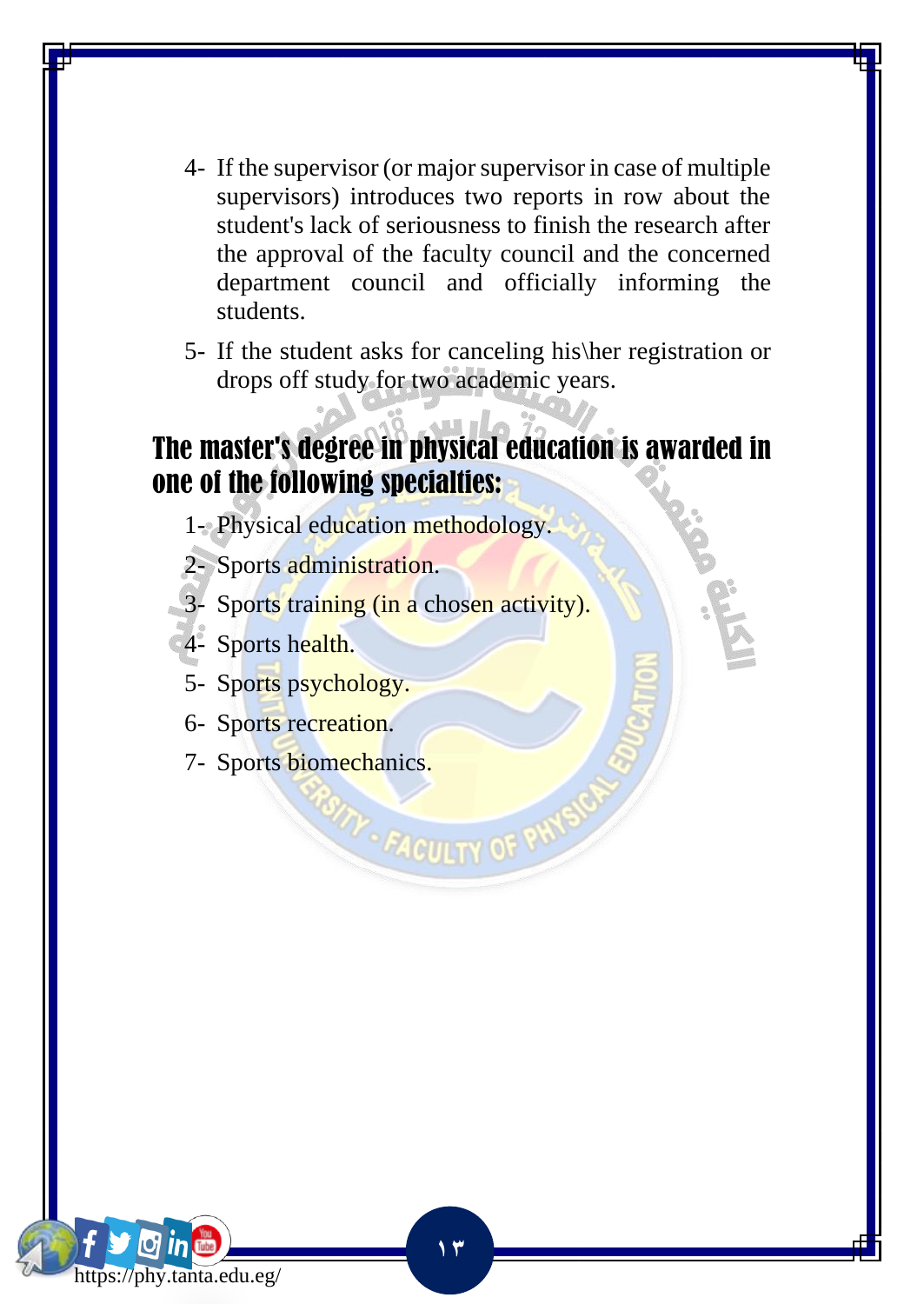4- If the supervisor (or major supervisor in case of multiple supervisors) introduces two reports in row about the student's lack of seriousness to finish the research after the approval of the faculty council and the concerned department council and officially informing the students.

5- If the student asks for canceling his\her registration or drops off study for two academic years.

## The master's degree in physical education is awarded in one of the following specialties:

1- Physical education methodology.

2- Sports administration.

3- Sports training (in a chosen activity).

4- Sports health.

5- Sports psychology.

6- Sports recreation.

7- Sports biomechanics.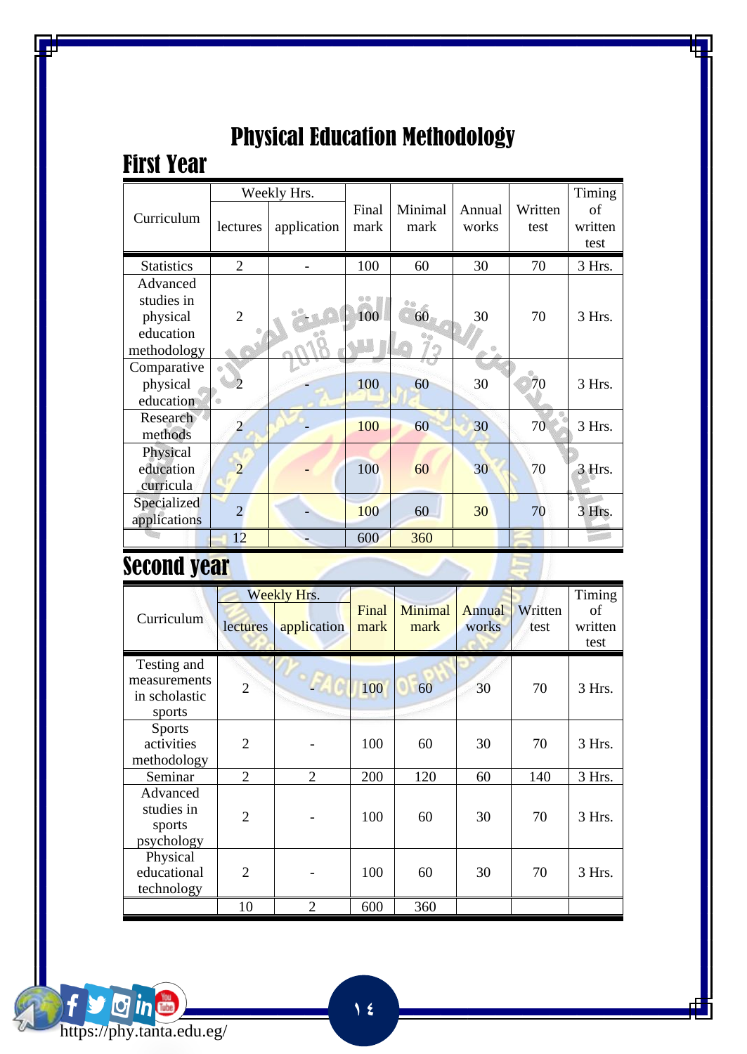# Physical Education Methodology

## First Year

| Curriculum | Weekly Hrs. | | Final mark | Minimal mark | Annual works | Written test | Timing of written test |
|---|---|---|---|---|---|---|---|
| | lectures | application | | | | | |
| Statistics | 2 | - | 100 | 60 | 30 | 70 | 3 Hrs. |
| Advanced studies in physical education methodology | 2 | | 100 | 60 | 30 | 70 | 3 Hrs. |
| Comparative physical education | 2 | - | 100 | 60 | 30 | 70 | 3 Hrs. |
| Research methods | 2 | - | 100 | 60 | 30 | 70 | 3 Hrs. |
| Physical education curricula | 2 | - | 100 | 60 | 30 | 70 | 3 Hrs. |
| Specialized applications | 2 | - | 100 | 60 | 30 | 70 | 3 Hrs. |
| | 12 | - | 600 | 360 | | | |

## Second year

| Curriculum | Weekly Hrs. | | Final mark | Minimal mark | Annual works | Written test | Timing of written test |
|---|---|---|---|---|---|---|---|
| | lectures | application | | | | | |
| Testing and measurements in scholastic sports | 2 | - | 100 | 60 | 30 | 70 | 3 Hrs. |
| Sports activities methodology | 2 | - | 100 | 60 | 30 | 70 | 3 Hrs. |
| Seminar | 2 | 2 | 200 | 120 | 60 | 140 | 3 Hrs. |
| Advanced studies in sports psychology | 2 | - | 100 | 60 | 30 | 70 | 3 Hrs. |
| Physical educational technology | 2 | - | 100 | 60 | 30 | 70 | 3 Hrs. |
| | 10 | 2 | 600 | 360 | | | |

https://phy.tanta.edu.eg/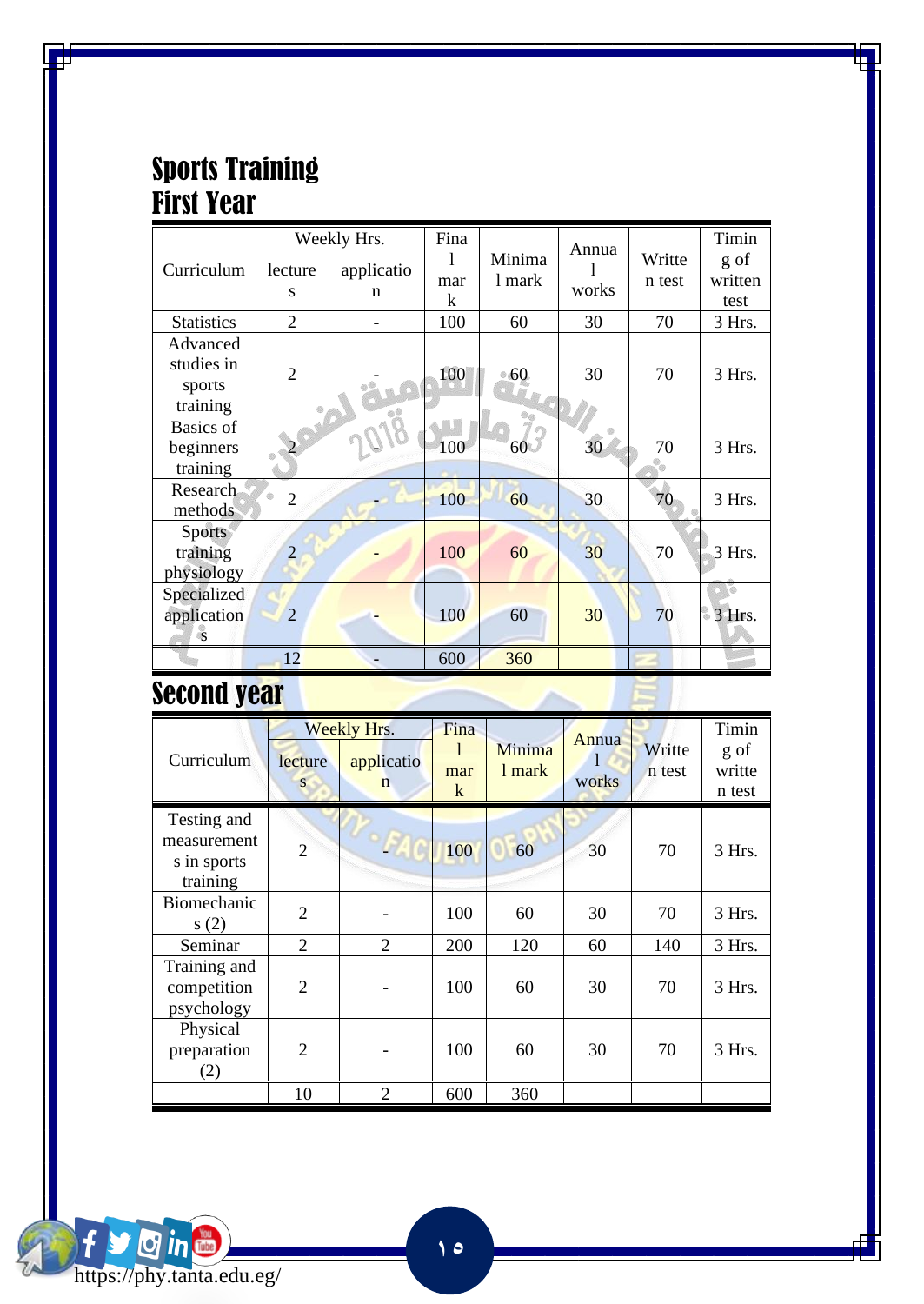# Sports Training

## First Year

| Curriculum | Weekly Hrs. | | Final mark | Minimal mark | Annual works | Written test | Timing of written test |
|---|---|---|---|---|---|---|---|
| | lectures | application | | | | | |
| Statistics | 2 | - | 100 | 60 | 30 | 70 | 3 Hrs. |
| Advanced studies in sports training | 2 | - | 100 | 60 | 30 | 70 | 3 Hrs. |
| Basics of beginners training | 2 | - | 100 | 60 | 30 | 70 | 3 Hrs. |
| Research methods | 2 | - | 100 | 60 | 30 | 70 | 3 Hrs. |
| Sports training physiology | 2 | - | 100 | 60 | 30 | 70 | 3 Hrs. |
| Specialized applications | 2 | - | 100 | 60 | 30 | 70 | 3 Hrs. |
| | 12 | - | 600 | 360 | | | |

## Second year

| Curriculum | Weekly Hrs. | | Final mark | Minimal mark | Annual works | Written test | Timing of written test |
|---|---|---|---|---|---|---|---|
| | lectures | application | | | | | |
| Testing and measurements in sports training | 2 | - | 100 | 60 | 30 | 70 | 3 Hrs. |
| Biomechanics (2) | 2 | - | 100 | 60 | 30 | 70 | 3 Hrs. |
| Seminar | 2 | 2 | 200 | 120 | 60 | 140 | 3 Hrs. |
| Training and competition psychology | 2 | - | 100 | 60 | 30 | 70 | 3 Hrs. |
| Physical preparation (2) | 2 | - | 100 | 60 | 30 | 70 | 3 Hrs. |
| | 10 | 2 | 600 | 360 | | | |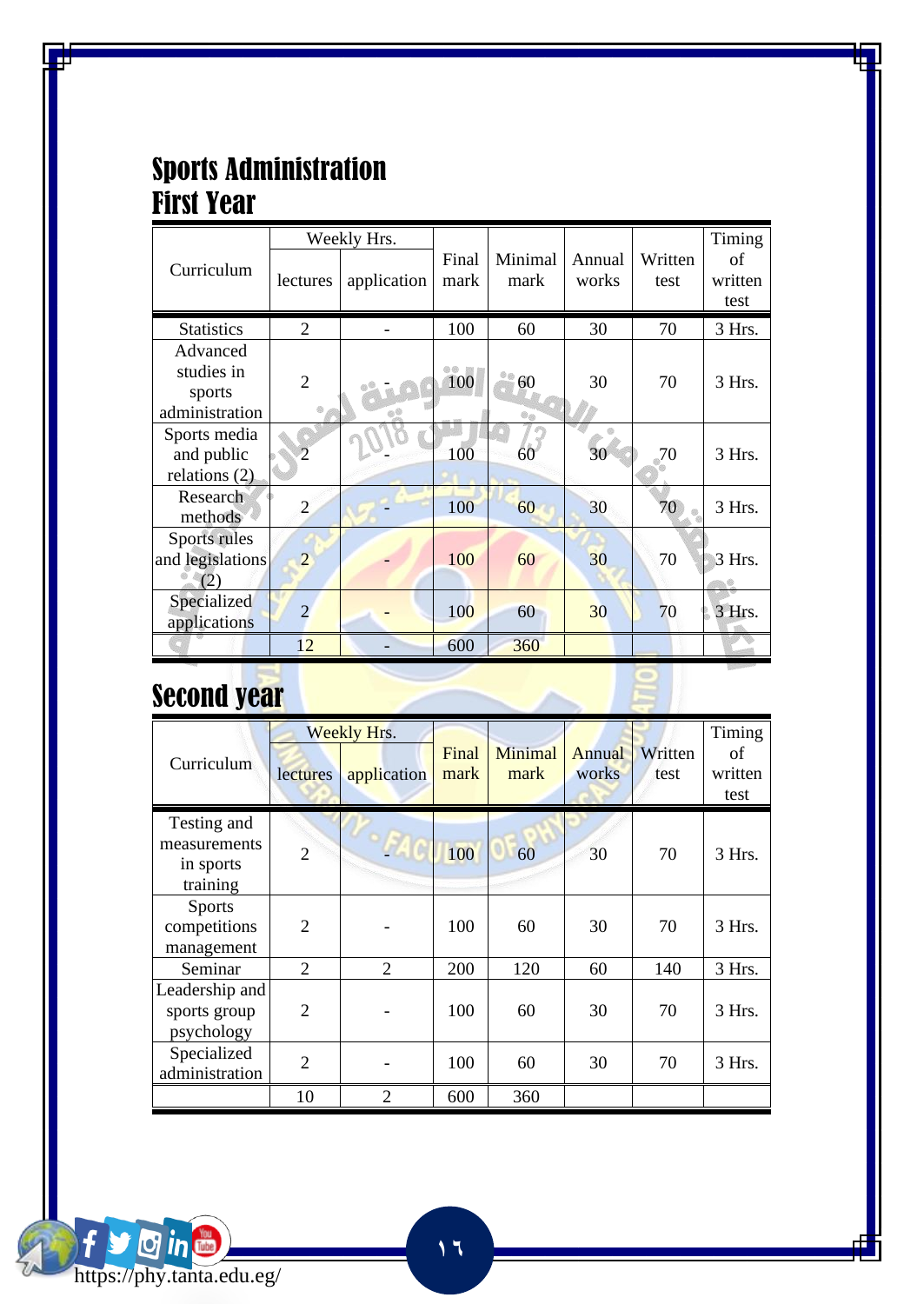# Sports Administration

## First Year

| Curriculum | Weekly Hrs. | | Final mark | Minimal mark | Annual works | Written test | Timing of written test |
|---|---|---|---|---|---|---|---|
| | lectures | application | | | | | |
| Statistics | 2 | - | 100 | 60 | 30 | 70 | 3 Hrs. |
| Advanced studies in sports administration | 2 | - | 100 | 60 | 30 | 70 | 3 Hrs. |
| Sports media and public relations (2) | 2 | - | 100 | 60 | 30 | 70 | 3 Hrs. |
| Research methods | 2 | - | 100 | 60 | 30 | 70 | 3 Hrs. |
| Sports rules and legislations (2) | 2 | - | 100 | 60 | 30 | 70 | 3 Hrs. |
| Specialized applications | 2 | - | 100 | 60 | 30 | 70 | 3 Hrs. |
| | 12 | - | 600 | 360 | | | |

## Second year

| Curriculum | Weekly Hrs. | | Final mark | Minimal mark | Annual works | Written test | Timing of written test |
|---|---|---|---|---|---|---|---|
| | lectures | application | | | | | |
| Testing and measurements in sports training | 2 | - | 100 | 60 | 30 | 70 | 3 Hrs. |
| Sports competitions management | 2 | - | 100 | 60 | 30 | 70 | 3 Hrs. |
| Seminar | 2 | 2 | 200 | 120 | 60 | 140 | 3 Hrs. |
| Leadership and sports group psychology | 2 | - | 100 | 60 | 30 | 70 | 3 Hrs. |
| Specialized administration | 2 | - | 100 | 60 | 30 | 70 | 3 Hrs. |
| | 10 | 2 | 600 | 360 | | | |

https://phy.tanta.edu.eg/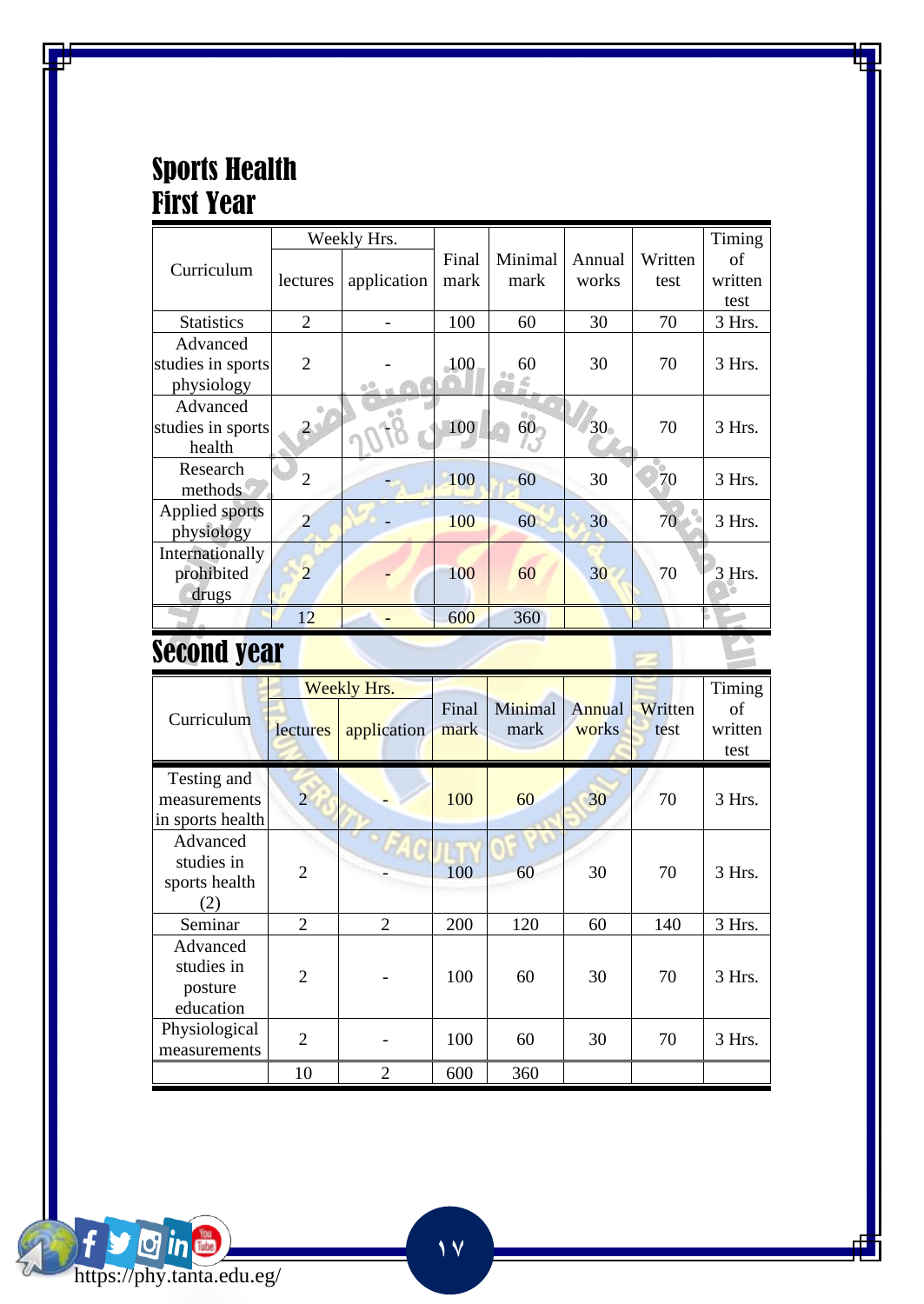# Sports Health

## First Year

| Curriculum | Weekly Hrs. | | Final mark | Minimal mark | Annual works | Written test | Timing of written test |
|---|---|---|---|---|---|---|---|
| | lectures | application | | | | | |
| Statistics | 2 | - | 100 | 60 | 30 | 70 | 3 Hrs. |
| Advanced studies in sports physiology | 2 | - | 100 | 60 | 30 | 70 | 3 Hrs. |
| Advanced studies in sports health | 2 | - | 100 | 60 | 30 | 70 | 3 Hrs. |
| Research methods | 2 | - | 100 | 60 | 30 | 70 | 3 Hrs. |
| Applied sports physiology | 2 | - | 100 | 60 | 30 | 70 | 3 Hrs. |
| Internationally prohibited drugs | 2 | - | 100 | 60 | 30 | 70 | 3 Hrs. |
| | 12 | - | 600 | 360 | | | |

## Second year

| Curriculum | Weekly Hrs. | | Final mark | Minimal mark | Annual works | Written test | Timing of written test |
|---|---|---|---|---|---|---|---|
| | lectures | application | | | | | |
| Testing and measurements in sports health | 2 | - | 100 | 60 | 30 | 70 | 3 Hrs. |
| Advanced studies in sports health (2) | 2 | - | 100 | 60 | 30 | 70 | 3 Hrs. |
| Seminar | 2 | 2 | 200 | 120 | 60 | 140 | 3 Hrs. |
| Advanced studies in posture education | 2 | - | 100 | 60 | 30 | 70 | 3 Hrs. |
| Physiological measurements | 2 | - | 100 | 60 | 30 | 70 | 3 Hrs. |
| | 10 | 2 | 600 | 360 | | | |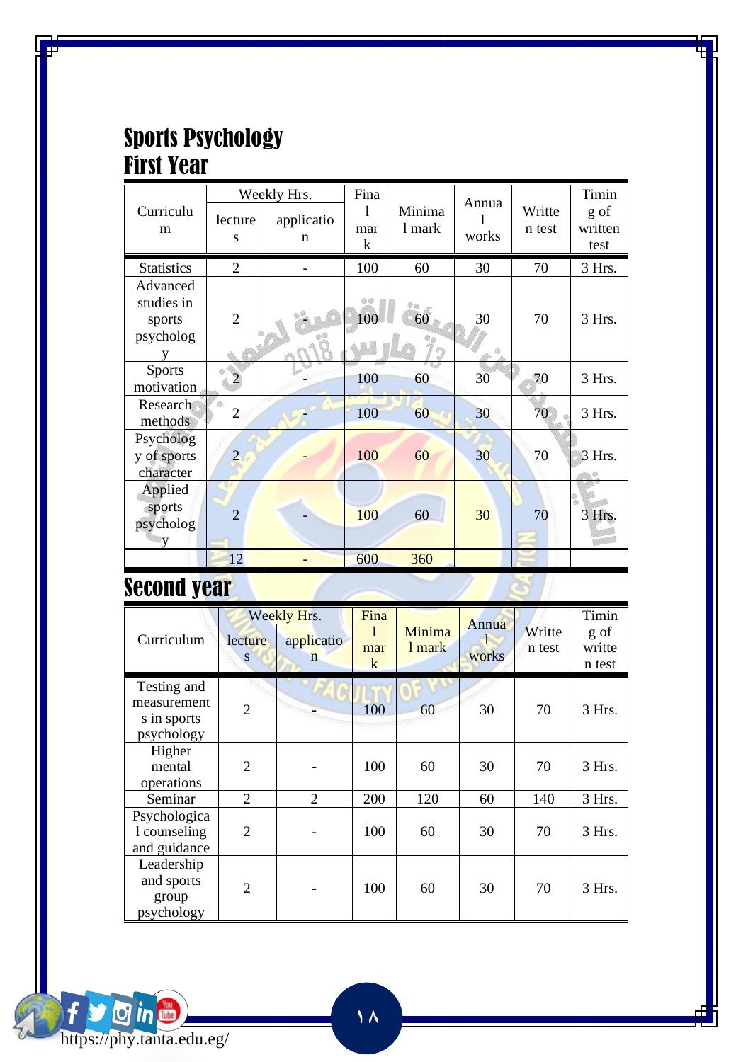# Sports Psychology

## First Year

| Curriculum | Weekly Hrs. | | Final mark | Minimal mark | Annual works | Written test | Timing of written test |
|---|---|---|---|---|---|---|---|
| | lectures | application | | | | | |
| Statistics | 2 | - | 100 | 60 | 30 | 70 | 3 Hrs. |
| Advanced studies in sports psychology | 2 | - | 100 | 60 | 30 | 70 | 3 Hrs. |
| Sports motivation | 2 | - | 100 | 60 | 30 | 70 | 3 Hrs. |
| Research methods | 2 | - | 100 | 60 | 30 | 70 | 3 Hrs. |
| Psychology of sports character | 2 | - | 100 | 60 | 30 | 70 | 3 Hrs. |
| Applied sports psychology | 2 | - | 100 | 60 | 30 | 70 | 3 Hrs. |
| | 12 | - | 600 | 360 | | | |

## Second year

| Curriculum | Weekly Hrs. | | Final mark | Minimal mark | Annual works | Written test | Timing of written test |
|---|---|---|---|---|---|---|---|
| | lectures | application | | | | | |
| Testing and measurements in sports psychology | 2 | - | 100 | 60 | 30 | 70 | 3 Hrs. |
| Higher mental operations | 2 | - | 100 | 60 | 30 | 70 | 3 Hrs. |
| Seminar | 2 | 2 | 200 | 120 | 60 | 140 | 3 Hrs. |
| Psychological counseling and guidance | 2 | - | 100 | 60 | 30 | 70 | 3 Hrs. |
| Leadership and sports group psychology | 2 | - | 100 | 60 | 30 | 70 | 3 Hrs. |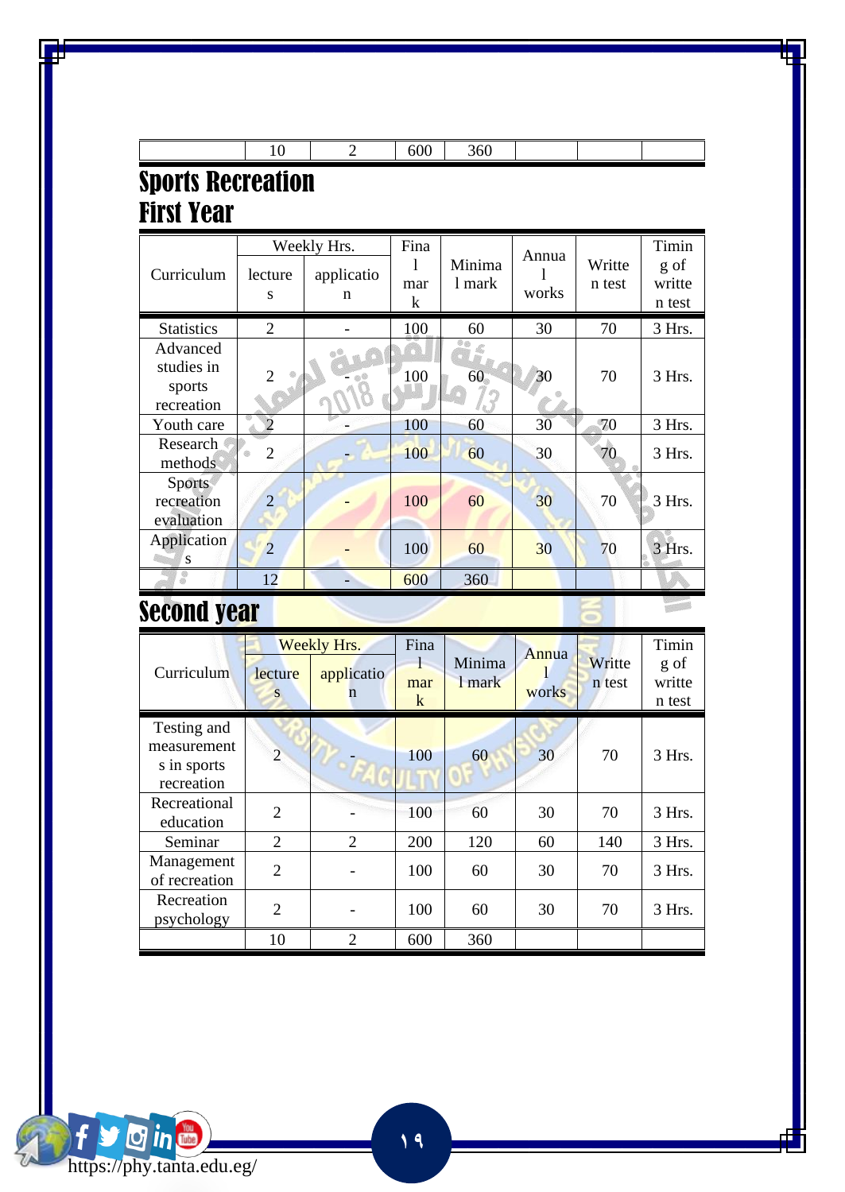|  | 10 | 2 | 600 | 360 |  |  |  |
|---|---|---|---|---|---|---|---|

# Sports Recreation

## First Year

| Curriculum | Weekly Hrs. | | Final mark | Minimal mark | Annual works | Written test | Timing of written test |
|---|---|---|---|---|---|---|---|
| | lectures | application | | | | | |
| Statistics | 2 | - | 100 | 60 | 30 | 70 | 3 Hrs. |
| Advanced studies in sports recreation | 2 | - | 100 | 60 | 30 | 70 | 3 Hrs. |
| Youth care | 2 | - | 100 | 60 | 30 | 70 | 3 Hrs. |
| Research methods | 2 | - | 100 | 60 | 30 | 70 | 3 Hrs. |
| Sports recreation evaluation | 2 | - | 100 | 60 | 30 | 70 | 3 Hrs. |
| Applications | 2 | - | 100 | 60 | 30 | 70 | 3 Hrs. |
|  | 12 | - | 600 | 360 |  |  |  |

## Second year

| Curriculum | Weekly Hrs. | | Final mark | Minimal mark | Annual works | Written test | Timing of written test |
|---|---|---|---|---|---|---|---|
| | lectures | application | | | | | |
| Testing and measurements in sports recreation | 2 | - | 100 | 60 | 30 | 70 | 3 Hrs. |
| Recreational education | 2 | - | 100 | 60 | 30 | 70 | 3 Hrs. |
| Seminar | 2 | 2 | 200 | 120 | 60 | 140 | 3 Hrs. |
| Management of recreation | 2 | - | 100 | 60 | 30 | 70 | 3 Hrs. |
| Recreation psychology | 2 | - | 100 | 60 | 30 | 70 | 3 Hrs. |
|  | 10 | 2 | 600 | 360 |  |  |  |

https://phy.tanta.edu.eg/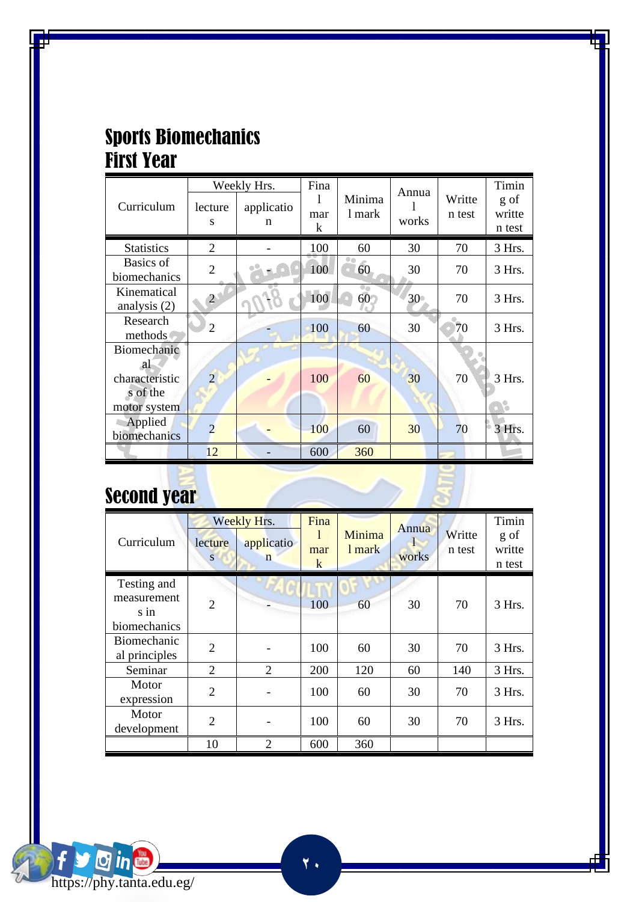# Sports Biomechanics

## First Year

| Curriculum | Weekly Hrs. | | Final mark | Minimal mark | Annual works | Written test | Timing of written test |
|---|---|---|---|---|---|---|---|
| | lectures | application | | | | | |
| Statistics | 2 | - | 100 | 60 | 30 | 70 | 3 Hrs. |
| Basics of biomechanics | 2 | - | 100 | 60 | 30 | 70 | 3 Hrs. |
| Kinematical analysis (2) | 2 | - | 100 | 60 | 30 | 70 | 3 Hrs. |
| Research methods | 2 | - | 100 | 60 | 30 | 70 | 3 Hrs. |
| Biomechanical characteristics of the motor system | 2 | - | 100 | 60 | 30 | 70 | 3 Hrs. |
| Applied biomechanics | 2 | - | 100 | 60 | 30 | 70 | 3 Hrs. |
| | 12 | - | 600 | 360 | | | |

## Second year

| Curriculum | Weekly Hrs. | | Final mark | Minimal mark | Annual works | Written test | Timing of written test |
|---|---|---|---|---|---|---|---|
| | lectures | application | | | | | |
| Testing and measurements in biomechanics | 2 | - | 100 | 60 | 30 | 70 | 3 Hrs. |
| Biomechanical principles | 2 | - | 100 | 60 | 30 | 70 | 3 Hrs. |
| Seminar | 2 | 2 | 200 | 120 | 60 | 140 | 3 Hrs. |
| Motor expression | 2 | - | 100 | 60 | 30 | 70 | 3 Hrs. |
| Motor development | 2 | - | 100 | 60 | 30 | 70 | 3 Hrs. |
| | 10 | 2 | 600 | 360 | | | |

https://phy.tanta.edu.eg/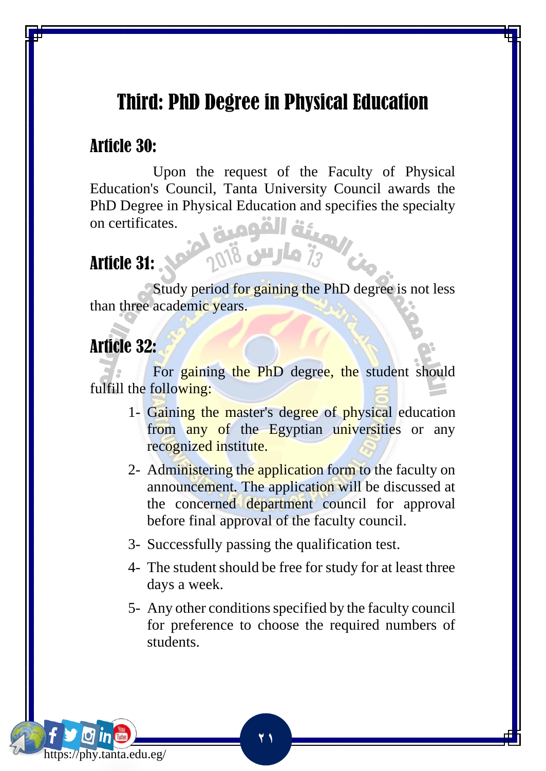# Third: PhD Degree in Physical Education

## Article 30:

Upon the request of the Faculty of Physical Education's Council, Tanta University Council awards the PhD Degree in Physical Education and specifies the specialty on certificates.

## Article 31:

Study period for gaining the PhD degree is not less than three academic years.

## Article 32:

For gaining the PhD degree, the student should fulfill the following:

1- Gaining the master's degree of physical education from any of the Egyptian universities or any recognized institute.

2- Administering the application form to the faculty on announcement. The application will be discussed at the concerned department council for approval before final approval of the faculty council.

3- Successfully passing the qualification test.

4- The student should be free for study for at least three days a week.

5- Any other conditions specified by the faculty council for preference to choose the required numbers of students.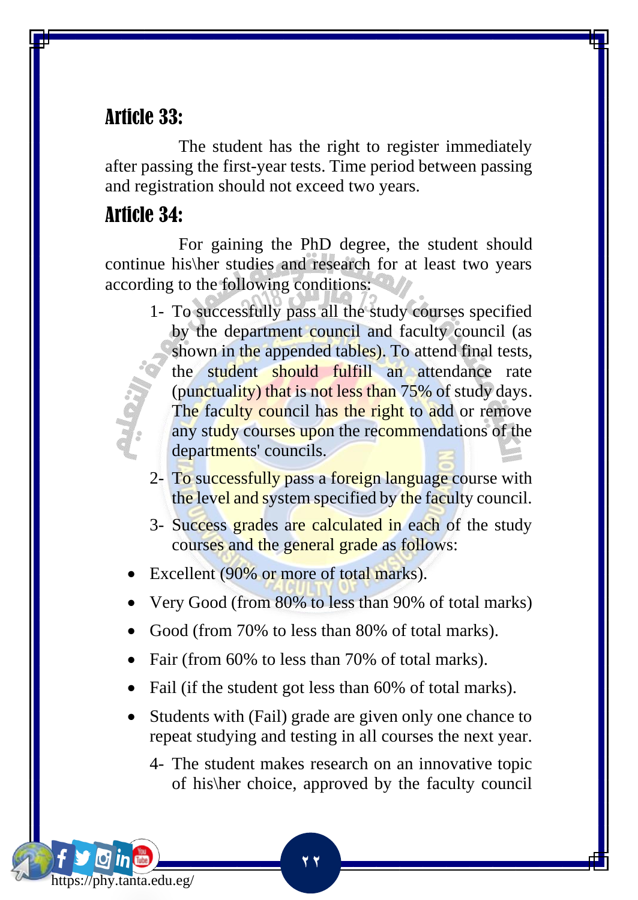## Article 33:

The student has the right to register immediately after passing the first-year tests. Time period between passing and registration should not exceed two years.

## Article 34:

For gaining the PhD degree, the student should continue his\her studies and research for at least two years according to the following conditions:

1- To successfully pass all the study courses specified by the department council and faculty council (as shown in the appended tables). To attend final tests, the student should fulfill an attendance rate (punctuality) that is not less than 75% of study days. The faculty council has the right to add or remove any study courses upon the recommendations of the departments' councils.

2- To successfully pass a foreign language course with the level and system specified by the faculty council.

3- Success grades are calculated in each of the study courses and the general grade as follows:

- Excellent (90% or more of total marks).
- Very Good (from 80% to less than 90% of total marks)
- Good (from 70% to less than 80% of total marks).
- Fair (from 60% to less than 70% of total marks).
- Fail (if the student got less than 60% of total marks).
- Students with (Fail) grade are given only one chance to repeat studying and testing in all courses the next year.

4- The student makes research on an innovative topic of his\her choice, approved by the faculty council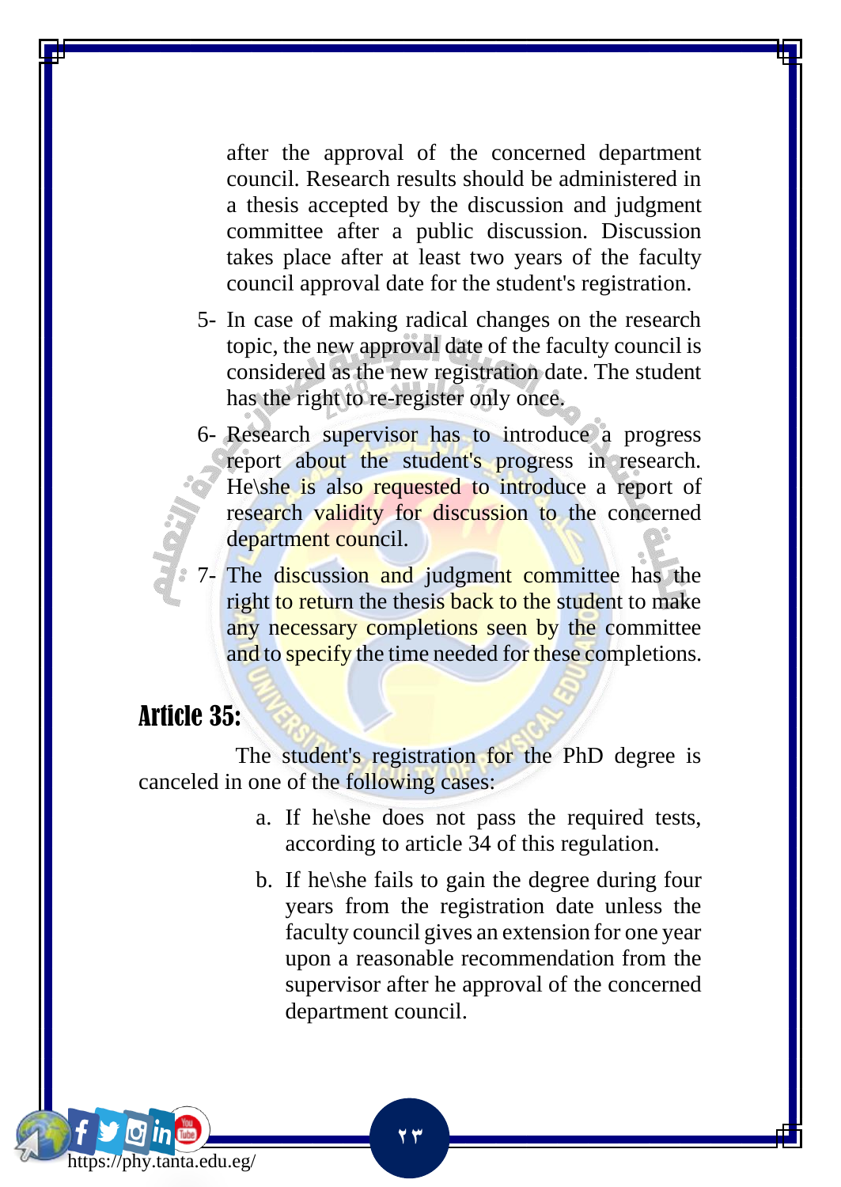after the approval of the concerned department council. Research results should be administered in a thesis accepted by the discussion and judgment committee after a public discussion. Discussion takes place after at least two years of the faculty council approval date for the student's registration.

5- In case of making radical changes on the research topic, the new approval date of the faculty council is considered as the new registration date. The student has the right to re-register only once.

6- Research supervisor has to introduce a progress report about the student's progress in research. He\she is also requested to introduce a report of research validity for discussion to the concerned department council.

7- The discussion and judgment committee has the right to return the thesis back to the student to make any necessary completions seen by the committee and to specify the time needed for these completions.

## Article 35:

The student's registration for the PhD degree is canceled in one of the following cases:

a. If he\she does not pass the required tests, according to article 34 of this regulation.

b. If he\she fails to gain the degree during four years from the registration date unless the faculty council gives an extension for one year upon a reasonable recommendation from the supervisor after he approval of the concerned department council.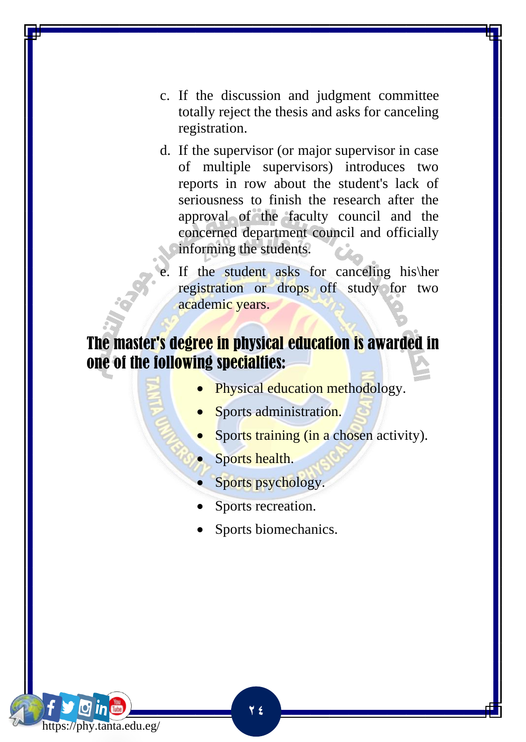c. If the discussion and judgment committee totally reject the thesis and asks for canceling registration.

d. If the supervisor (or major supervisor in case of multiple supervisors) introduces two reports in row about the student's lack of seriousness to finish the research after the approval of the faculty council and the concerned department council and officially informing the students.

e. If the student asks for canceling his\her registration or drops off study for two academic years.

## The master's degree in physical education is awarded in one of the following specialties:

- Physical education methodology.
- Sports administration.
- Sports training (in a chosen activity).
- Sports health.
- Sports psychology.
- Sports recreation.
- Sports biomechanics.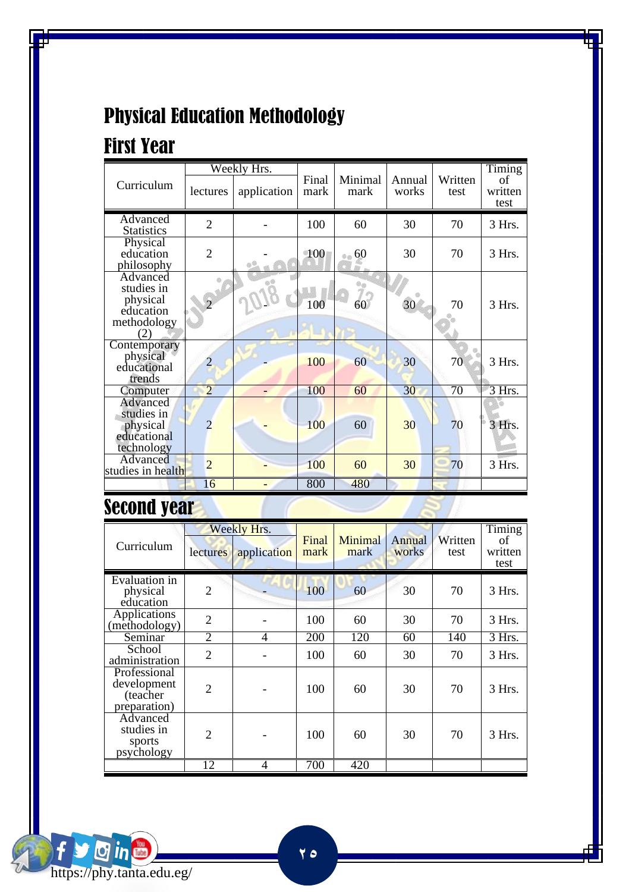# Physical Education Methodology

## First Year

| Curriculum | Weekly Hrs. | | Final mark | Minimal mark | Annual works | Written test | Timing of written test |
|---|---|---|---|---|---|---|---|
| | lectures | application | | | | | |
| Advanced Statistics | 2 | - | 100 | 60 | 30 | 70 | 3 Hrs. |
| Physical education philosophy | 2 | - | 100 | 60 | 30 | 70 | 3 Hrs. |
| Advanced studies in physical education methodology (2) | 2 | - | 100 | 60 | 30 | 70 | 3 Hrs. |
| Contemporary physical educational trends | 2 | - | 100 | 60 | 30 | 70 | 3 Hrs. |
| Computer | 2 | - | 100 | 60 | 30 | 70 | 3 Hrs. |
| Advanced studies in physical educational technology | 2 | - | 100 | 60 | 30 | 70 | 3 Hrs. |
| Advanced studies in health | 2 | - | 100 | 60 | 30 | 70 | 3 Hrs. |
| | 16 | - | 800 | 480 | | | |

## Second year

| Curriculum | Weekly Hrs. | | Final mark | Minimal mark | Annual works | Written test | Timing of written test |
|---|---|---|---|---|---|---|---|
| | lectures | application | | | | | |
| Evaluation in physical education | 2 | - | 100 | 60 | 30 | 70 | 3 Hrs. |
| Applications (methodology) | 2 | - | 100 | 60 | 30 | 70 | 3 Hrs. |
| Seminar | 2 | 4 | 200 | 120 | 60 | 140 | 3 Hrs. |
| School administration | 2 | - | 100 | 60 | 30 | 70 | 3 Hrs. |
| Professional development (teacher preparation) | 2 | - | 100 | 60 | 30 | 70 | 3 Hrs. |
| Advanced studies in sports psychology | 2 | - | 100 | 60 | 30 | 70 | 3 Hrs. |
| | 12 | 4 | 700 | 420 | | | |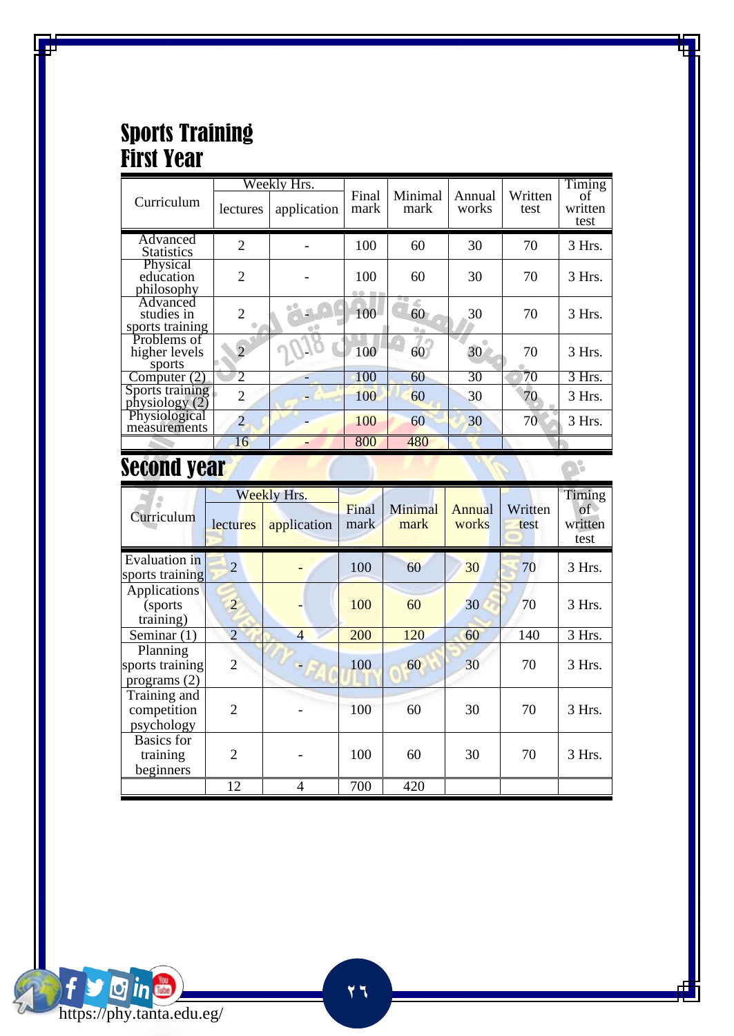# Sports Training

## First Year

| Curriculum | Weekly Hrs. | | Final mark | Minimal mark | Annual works | Written test | Timing of written test |
|---|---|---|---|---|---|---|---|
| | lectures | application | | | | | |
| Advanced Statistics | 2 | - | 100 | 60 | 30 | 70 | 3 Hrs. |
| Physical education philosophy | 2 | - | 100 | 60 | 30 | 70 | 3 Hrs. |
| Advanced studies in sports training | 2 | - | 100 | 60 | 30 | 70 | 3 Hrs. |
| Problems of higher levels sports | 2 | - | 100 | 60 | 30 | 70 | 3 Hrs. |
| Computer (2) | 2 | - | 100 | 60 | 30 | 70 | 3 Hrs. |
| Sports training physiology (2) | 2 | - | 100 | 60 | 30 | 70 | 3 Hrs. |
| Physiological measurements | 2 | - | 100 | 60 | 30 | 70 | 3 Hrs. |
| | 16 | - | 800 | 480 | | | |

## Second year

| Curriculum | Weekly Hrs. | | Final mark | Minimal mark | Annual works | Written test | Timing of written test |
|---|---|---|---|---|---|---|---|
| | lectures | application | | | | | |
| Evaluation in sports training | 2 | - | 100 | 60 | 30 | 70 | 3 Hrs. |
| Applications (sports training) | 2 | - | 100 | 60 | 30 | 70 | 3 Hrs. |
| Seminar (1) | 2 | 4 | 200 | 120 | 60 | 140 | 3 Hrs. |
| Planning sports training programs (2) | 2 | - | 100 | 60 | 30 | 70 | 3 Hrs. |
| Training and competition psychology | 2 | - | 100 | 60 | 30 | 70 | 3 Hrs. |
| Basics for training beginners | 2 | - | 100 | 60 | 30 | 70 | 3 Hrs. |
| | 12 | 4 | 700 | 420 | | | |

https://phy.tanta.edu.eg/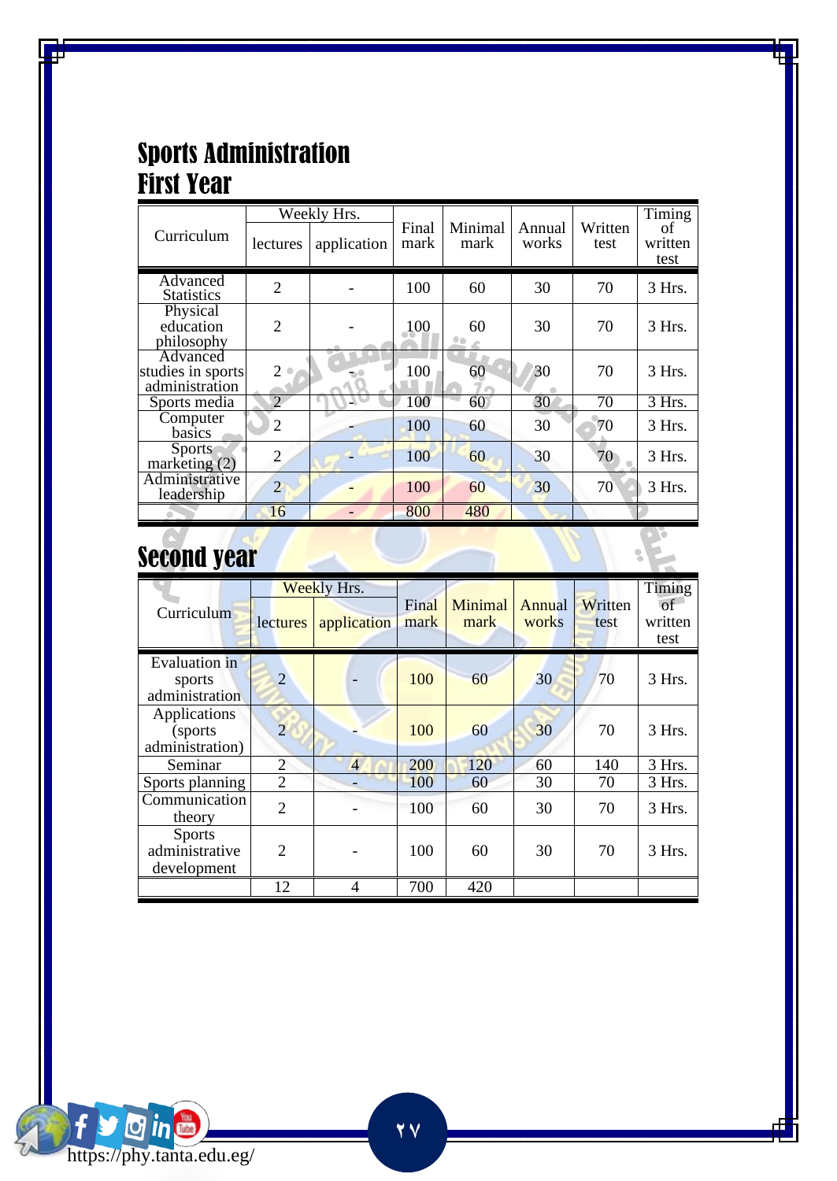# Sports Administration

## First Year

| Curriculum | Weekly Hrs. | | Final mark | Minimal mark | Annual works | Written test | Timing of written test |
|---|---|---|---|---|---|---|---|
| | lectures | application | | | | | |
| Advanced Statistics | 2 | - | 100 | 60 | 30 | 70 | 3 Hrs. |
| Physical education philosophy | 2 | - | 100 | 60 | 30 | 70 | 3 Hrs. |
| Advanced studies in sports administration | 2 | - | 100 | 60 | 30 | 70 | 3 Hrs. |
| Sports media | 2 | - | 100 | 60 | 30 | 70 | 3 Hrs. |
| Computer basics | 2 | - | 100 | 60 | 30 | 70 | 3 Hrs. |
| Sports marketing (2) | 2 | - | 100 | 60 | 30 | 70 | 3 Hrs. |
| Administrative leadership | 2 | - | 100 | 60 | 30 | 70 | 3 Hrs. |
| | 16 | - | 800 | 480 | | | |

## Second year

| Curriculum | Weekly Hrs. | | Final mark | Minimal mark | Annual works | Written test | Timing of written test |
|---|---|---|---|---|---|---|---|
| | lectures | application | | | | | |
| Evaluation in sports administration | 2 | - | 100 | 60 | 30 | 70 | 3 Hrs. |
| Applications (sports administration) | 2 | - | 100 | 60 | 30 | 70 | 3 Hrs. |
| Seminar | 2 | 4 | 200 | 120 | 60 | 140 | 3 Hrs. |
| Sports planning | 2 | - | 100 | 60 | 30 | 70 | 3 Hrs. |
| Communication theory | 2 | - | 100 | 60 | 30 | 70 | 3 Hrs. |
| Sports administrative development | 2 | - | 100 | 60 | 30 | 70 | 3 Hrs. |
| | 12 | 4 | 700 | 420 | | | |

https://phy.tanta.edu.eg/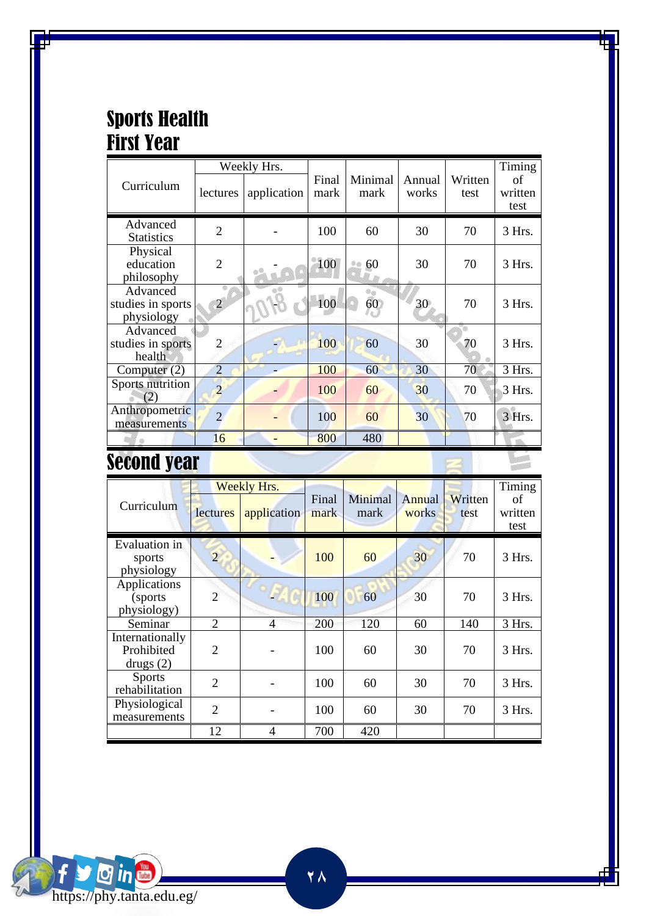# Sports Health

## First Year

| Curriculum | Weekly Hrs. | | Final mark | Minimal mark | Annual works | Written test | Timing of written test |
|---|---|---|---|---|---|---|---|
| | lectures | application | | | | | |
| Advanced Statistics | 2 | - | 100 | 60 | 30 | 70 | 3 Hrs. |
| Physical education philosophy | 2 | - | 100 | 60 | 30 | 70 | 3 Hrs. |
| Advanced studies in sports physiology | 2 | - | 100 | 60 | 30 | 70 | 3 Hrs. |
| Advanced studies in sports health | 2 | - | 100 | 60 | 30 | 70 | 3 Hrs. |
| Computer (2) | 2 | - | 100 | 60 | 30 | 70 | 3 Hrs. |
| Sports nutrition (2) | 2 | - | 100 | 60 | 30 | 70 | 3 Hrs. |
| Anthropometric measurements | 2 | - | 100 | 60 | 30 | 70 | 3 Hrs. |
| | 16 | - | 800 | 480 | | | |

## Second year

| Curriculum | Weekly Hrs. | | Final mark | Minimal mark | Annual works | Written test | Timing of written test |
|---|---|---|---|---|---|---|---|
| | lectures | application | | | | | |
| Evaluation in sports physiology | 2 | - | 100 | 60 | 30 | 70 | 3 Hrs. |
| Applications (sports physiology) | 2 | - | 100 | 60 | 30 | 70 | 3 Hrs. |
| Seminar | 2 | 4 | 200 | 120 | 60 | 140 | 3 Hrs. |
| Internationally Prohibited drugs (2) | 2 | - | 100 | 60 | 30 | 70 | 3 Hrs. |
| Sports rehabilitation | 2 | - | 100 | 60 | 30 | 70 | 3 Hrs. |
| Physiological measurements | 2 | - | 100 | 60 | 30 | 70 | 3 Hrs. |
| | 12 | 4 | 700 | 420 | | | |

https://phy.tanta.edu.eg/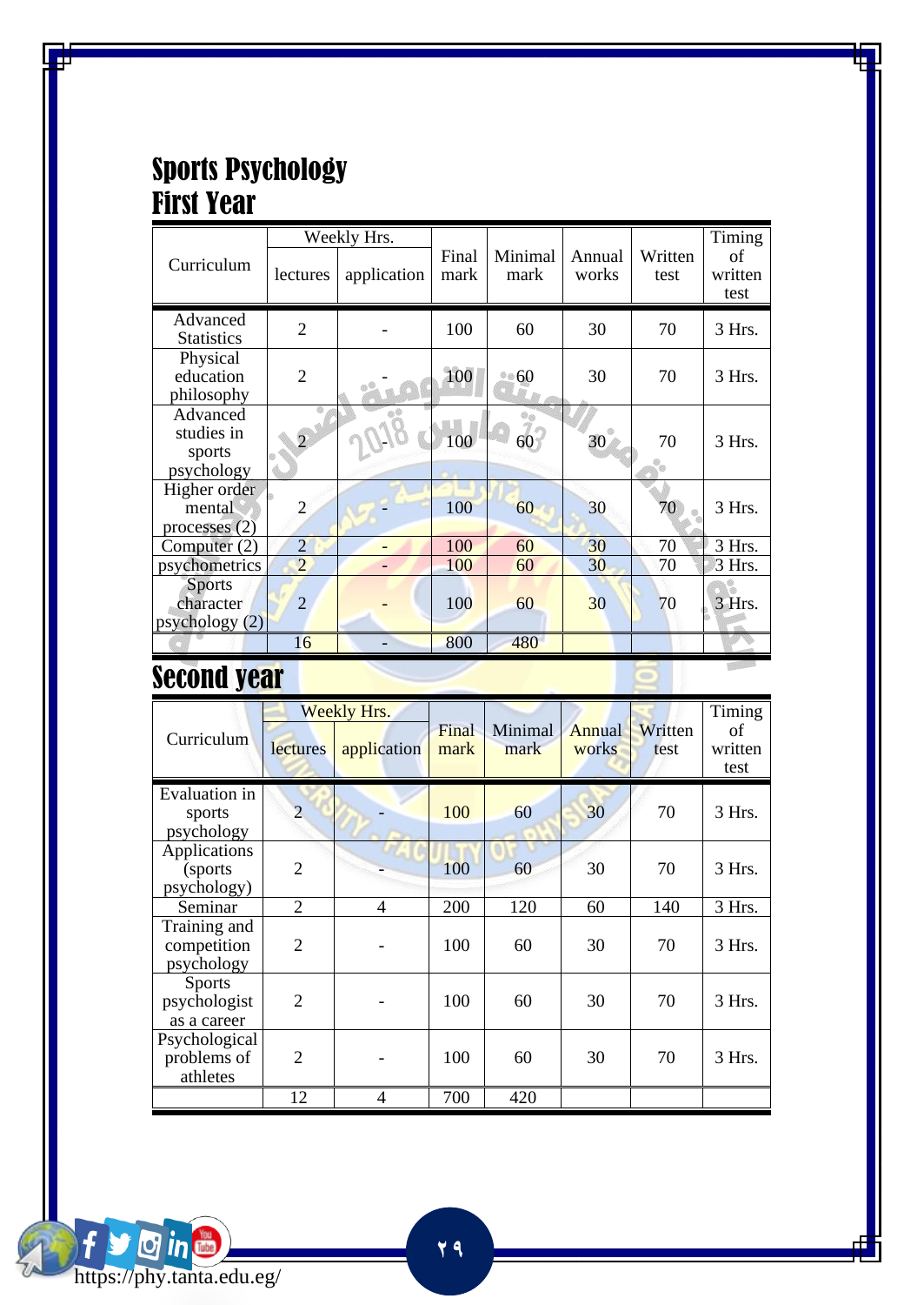# Sports Psychology

## First Year

| Curriculum | Weekly Hrs. | | Final mark | Minimal mark | Annual works | Written test | Timing of written test |
|---|---|---|---|---|---|---|---|
| | lectures | application | | | | | |
| Advanced Statistics | 2 | - | 100 | 60 | 30 | 70 | 3 Hrs. |
| Physical education philosophy | 2 | - | 100 | 60 | 30 | 70 | 3 Hrs. |
| Advanced studies in sports psychology | 2 | - | 100 | 60 | 30 | 70 | 3 Hrs. |
| Higher order mental processes (2) | 2 | - | 100 | 60 | 30 | 70 | 3 Hrs. |
| Computer (2) | 2 | - | 100 | 60 | 30 | 70 | 3 Hrs. |
| psychometrics | 2 | - | 100 | 60 | 30 | 70 | 3 Hrs. |
| Sports character psychology (2) | 2 | - | 100 | 60 | 30 | 70 | 3 Hrs. |
| | 16 | - | 800 | 480 | | | |

## Second year

| Curriculum | Weekly Hrs. | | Final mark | Minimal mark | Annual works | Written test | Timing of written test |
|---|---|---|---|---|---|---|---|
| | lectures | application | | | | | |
| Evaluation in sports psychology | 2 | - | 100 | 60 | 30 | 70 | 3 Hrs. |
| Applications (sports psychology) | 2 | - | 100 | 60 | 30 | 70 | 3 Hrs. |
| Seminar | 2 | 4 | 200 | 120 | 60 | 140 | 3 Hrs. |
| Training and competition psychology | 2 | - | 100 | 60 | 30 | 70 | 3 Hrs. |
| Sports psychologist as a career | 2 | - | 100 | 60 | 30 | 70 | 3 Hrs. |
| Psychological problems of athletes | 2 | - | 100 | 60 | 30 | 70 | 3 Hrs. |
| | 12 | 4 | 700 | 420 | | | |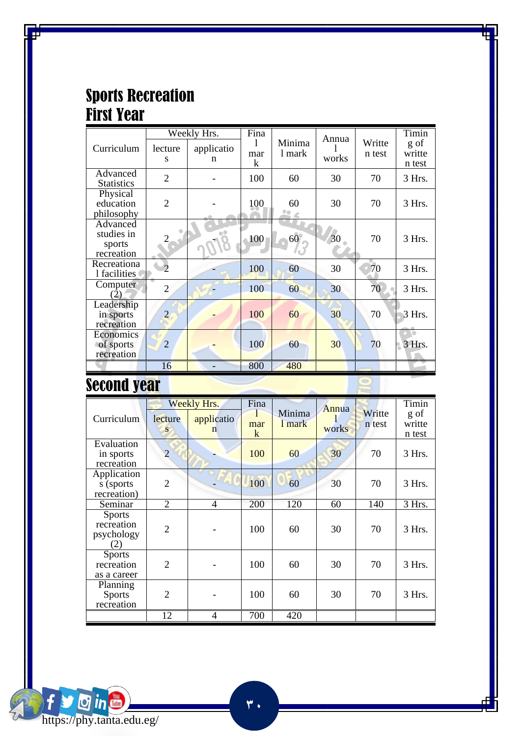# Sports Recreation

## First Year

| Curriculum | Weekly Hrs. | | Final mark | Minimal mark | Annual works | Written test | Timing of written test |
|---|---|---|---|---|---|---|---|
| | lectures | application | | | | | |
| Advanced Statistics | 2 | - | 100 | 60 | 30 | 70 | 3 Hrs. |
| Physical education philosophy | 2 | - | 100 | 60 | 30 | 70 | 3 Hrs. |
| Advanced studies in sports recreation | 2 | - | 100 | 60 | 30 | 70 | 3 Hrs. |
| Recreational facilities | 2 | - | 100 | 60 | 30 | 70 | 3 Hrs. |
| Computer (2) | 2 | - | 100 | 60 | 30 | 70 | 3 Hrs. |
| Leadership in sports recreation | 2 | - | 100 | 60 | 30 | 70 | 3 Hrs. |
| Economics of sports recreation | 2 | - | 100 | 60 | 30 | 70 | 3 Hrs. |
| | 16 | - | 800 | 480 | | | |

## Second year

| Curriculum | Weekly Hrs. | | Final mark | Minimal mark | Annual works | Written test | Timing of written test |
|---|---|---|---|---|---|---|---|
| | lectures | application | | | | | |
| Evaluation in sports recreation | 2 | - | 100 | 60 | 30 | 70 | 3 Hrs. |
| Applications (sports recreation) | 2 | - | 100 | 60 | 30 | 70 | 3 Hrs. |
| Seminar | 2 | 4 | 200 | 120 | 60 | 140 | 3 Hrs. |
| Sports recreation psychology (2) | 2 | - | 100 | 60 | 30 | 70 | 3 Hrs. |
| Sports recreation as a career | 2 | - | 100 | 60 | 30 | 70 | 3 Hrs. |
| Planning Sports recreation | 2 | - | 100 | 60 | 30 | 70 | 3 Hrs. |
| | 12 | 4 | 700 | 420 | | | |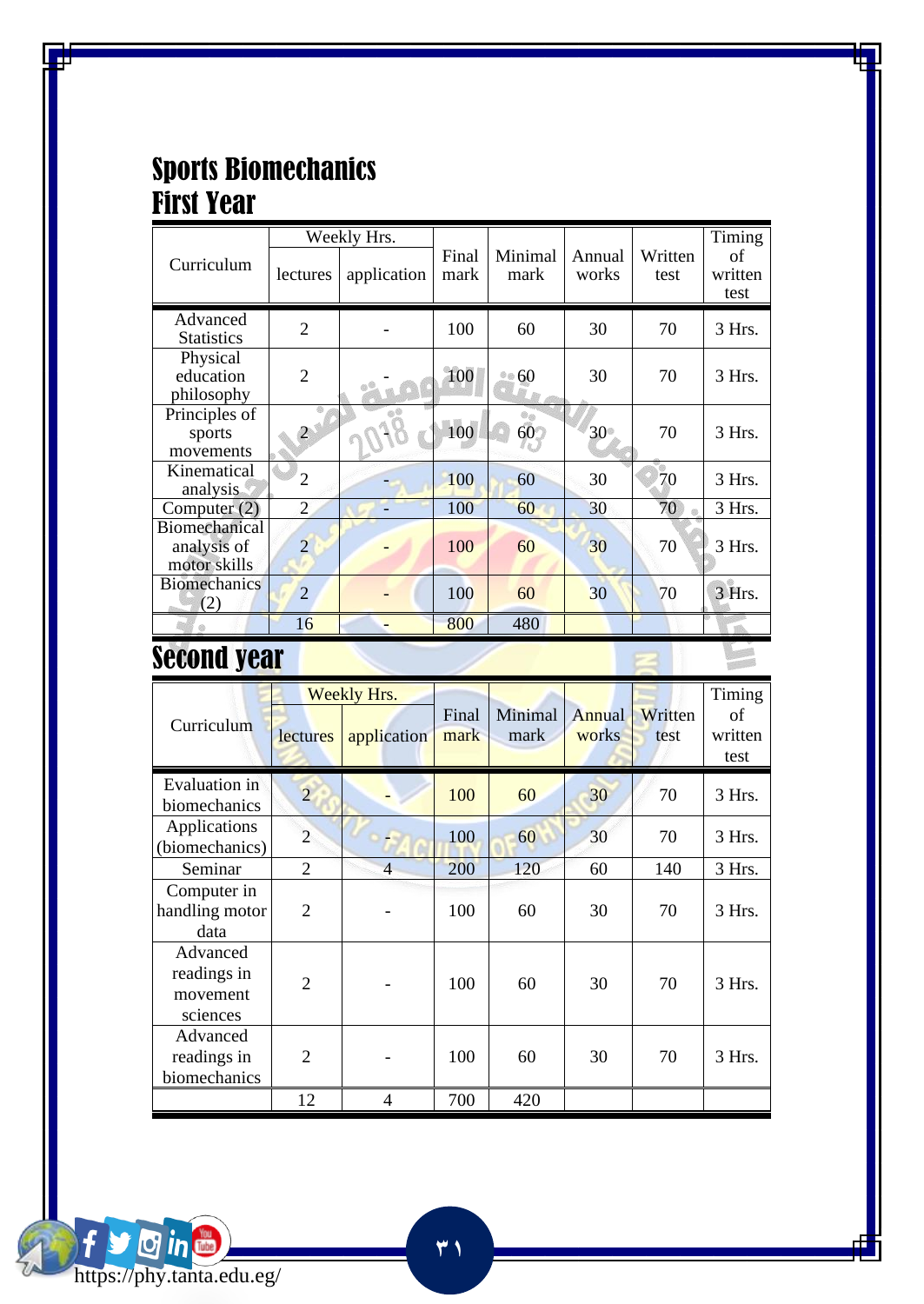# Sports Biomechanics

## First Year

| Curriculum | Weekly Hrs. | | Final mark | Minimal mark | Annual works | Written test | Timing of written test |
|---|---|---|---|---|---|---|---|
| | lectures | application | | | | | |
| Advanced Statistics | 2 | - | 100 | 60 | 30 | 70 | 3 Hrs. |
| Physical education philosophy | 2 | - | 100 | 60 | 30 | 70 | 3 Hrs. |
| Principles of sports movements | 2 | - | 100 | 60 | 30 | 70 | 3 Hrs. |
| Kinematical analysis | 2 | - | 100 | 60 | 30 | 70 | 3 Hrs. |
| Computer (2) | 2 | - | 100 | 60 | 30 | 70 | 3 Hrs. |
| Biomechanical analysis of motor skills | 2 | - | 100 | 60 | 30 | 70 | 3 Hrs. |
| Biomechanics (2) | 2 | - | 100 | 60 | 30 | 70 | 3 Hrs. |
| | 16 | - | 800 | 480 | | | |

## Second year

| Curriculum | Weekly Hrs. | | Final mark | Minimal mark | Annual works | Written test | Timing of written test |
|---|---|---|---|---|---|---|---|
| | lectures | application | | | | | |
| Evaluation in biomechanics | 2 | - | 100 | 60 | 30 | 70 | 3 Hrs. |
| Applications (biomechanics) | 2 | - | 100 | 60 | 30 | 70 | 3 Hrs. |
| Seminar | 2 | 4 | 200 | 120 | 60 | 140 | 3 Hrs. |
| Computer in handling motor data | 2 | - | 100 | 60 | 30 | 70 | 3 Hrs. |
| Advanced readings in movement sciences | 2 | - | 100 | 60 | 30 | 70 | 3 Hrs. |
| Advanced readings in biomechanics | 2 | - | 100 | 60 | 30 | 70 | 3 Hrs. |
| | 12 | 4 | 700 | 420 | | | |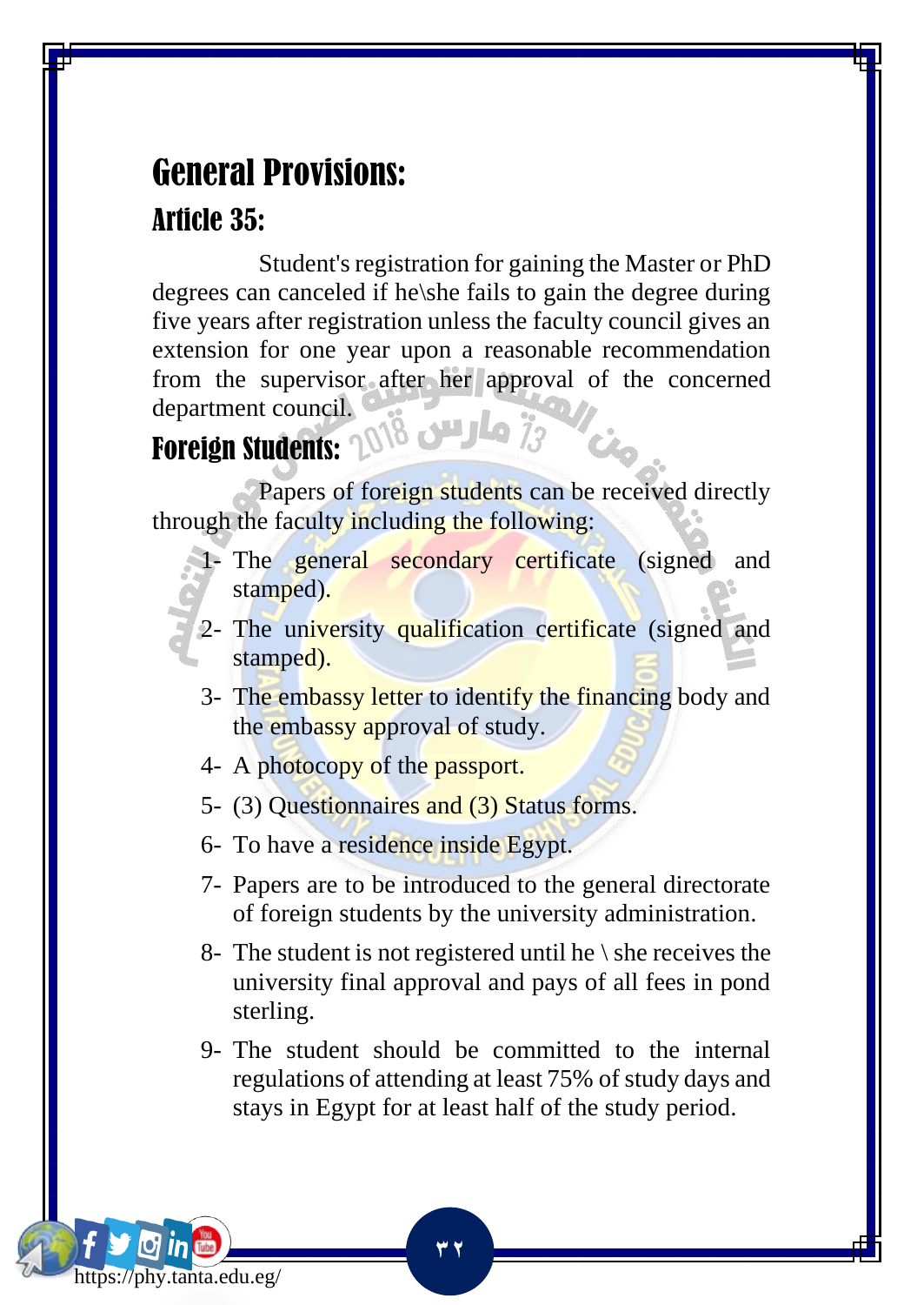# General Provisions:

## Article 35:

Student's registration for gaining the Master or PhD degrees can canceled if he\she fails to gain the degree during five years after registration unless the faculty council gives an extension for one year upon a reasonable recommendation from the supervisor after her approval of the concerned department council.

## Foreign Students:

Papers of foreign students can be received directly through the faculty including the following:

1- The general secondary certificate (signed and stamped).
2- The university qualification certificate (signed and stamped).
3- The embassy letter to identify the financing body and the embassy approval of study.
4- A photocopy of the passport.
5- (3) Questionnaires and (3) Status forms.
6- To have a residence inside Egypt.
7- Papers are to be introduced to the general directorate of foreign students by the university administration.
8- The student is not registered until he \ she receives the university final approval and pays of all fees in pond sterling.
9- The student should be committed to the internal regulations of attending at least 75% of study days and stays in Egypt for at least half of the study period.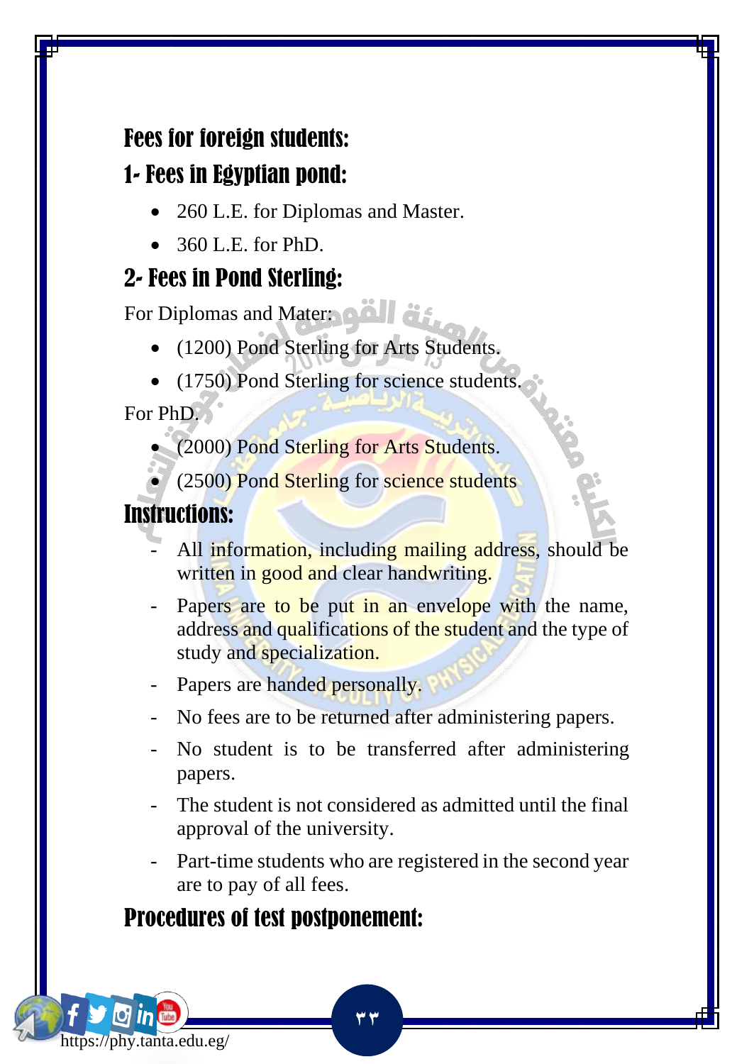## Fees for foreign students:

### 1- Fees in Egyptian pond:

- 260 L.E. for Diplomas and Master.
- 360 L.E. for PhD.

### 2- Fees in Pond Sterling:

For Diplomas and Mater:

- (1200) Pond Sterling for Arts Students.
- (1750) Pond Sterling for science students.

For PhD.

- (2000) Pond Sterling for Arts Students.
- (2500) Pond Sterling for science students

## Instructions:

- All information, including mailing address, should be written in good and clear handwriting.
- Papers are to be put in an envelope with the name, address and qualifications of the student and the type of study and specialization.
- Papers are handed personally.
- No fees are to be returned after administering papers.
- No student is to be transferred after administering papers.
- The student is not considered as admitted until the final approval of the university.
- Part-time students who are registered in the second year are to pay of all fees.

## Procedures of test postponement: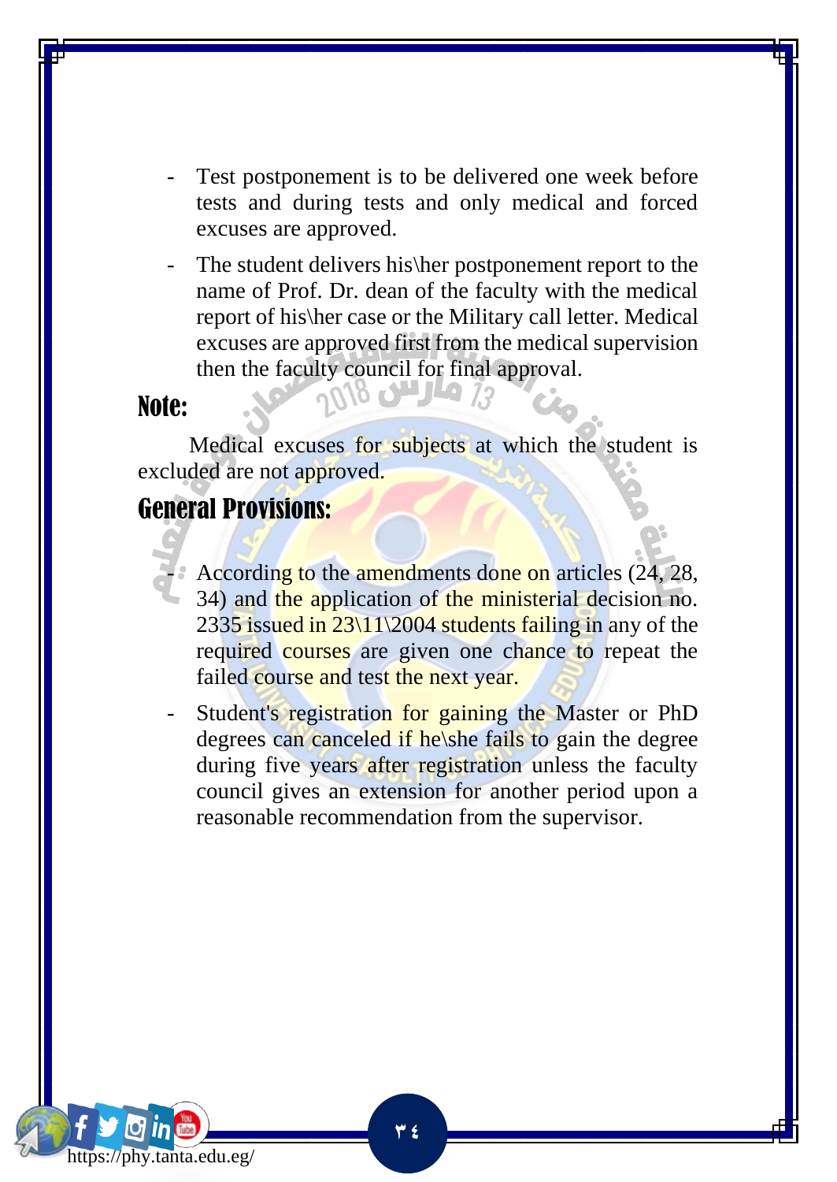- Test postponement is to be delivered one week before tests and during tests and only medical and forced excuses are approved.
- The student delivers his\her postponement report to the name of Prof. Dr. dean of the faculty with the medical report of his\her case or the Military call letter. Medical excuses are approved first from the medical supervision then the faculty council for final approval.

## Note:

Medical excuses for subjects at which the student is excluded are not approved.

## General Provisions:

- According to the amendments done on articles (24, 28, 34) and the application of the ministerial decision no. 2335 issued in 23\11\2004 students failing in any of the required courses are given one chance to repeat the failed course and test the next year.
- Student's registration for gaining the Master or PhD degrees can canceled if he\she fails to gain the degree during five years after registration unless the faculty council gives an extension for another period upon a reasonable recommendation from the supervisor.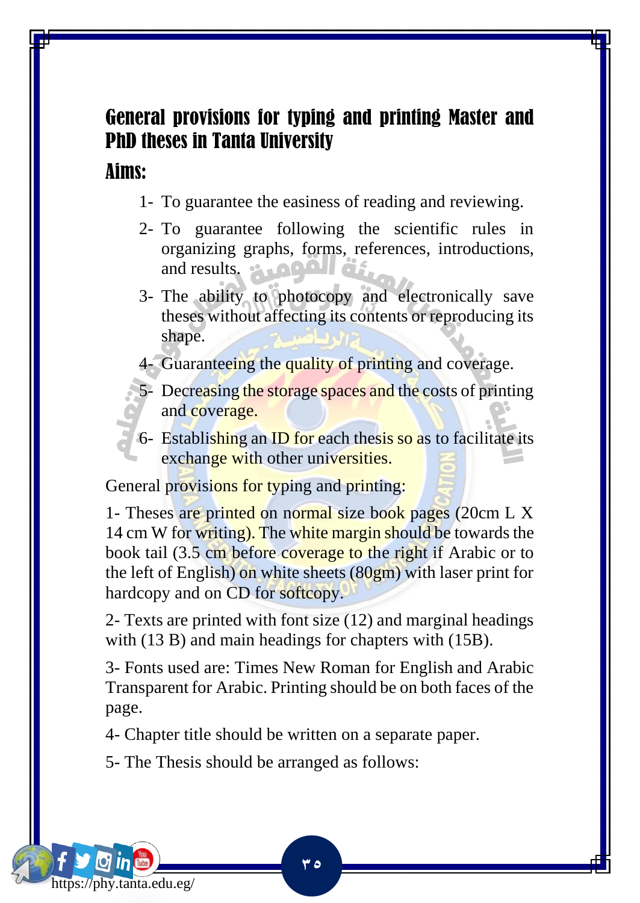# General provisions for typing and printing Master and PhD theses in Tanta University

## Aims:

1- To guarantee the easiness of reading and reviewing.

2- To guarantee following the scientific rules in organizing graphs, forms, references, introductions, and results.

3- The ability to photocopy and electronically save theses without affecting its contents or reproducing its shape.

4- Guaranteeing the quality of printing and coverage.

5- Decreasing the storage spaces and the costs of printing and coverage.

6- Establishing an ID for each thesis so as to facilitate its exchange with other universities.

General provisions for typing and printing:

1- Theses are printed on normal size book pages (20cm L X 14 cm W for writing). The white margin should be towards the book tail (3.5 cm before coverage to the right if Arabic or to the left of English) on white sheets (80gm) with laser print for hardcopy and on CD for softcopy.

2- Texts are printed with font size (12) and marginal headings with (13 B) and main headings for chapters with (15B).

3- Fonts used are: Times New Roman for English and Arabic Transparent for Arabic. Printing should be on both faces of the page.

4- Chapter title should be written on a separate paper.

5- The Thesis should be arranged as follows: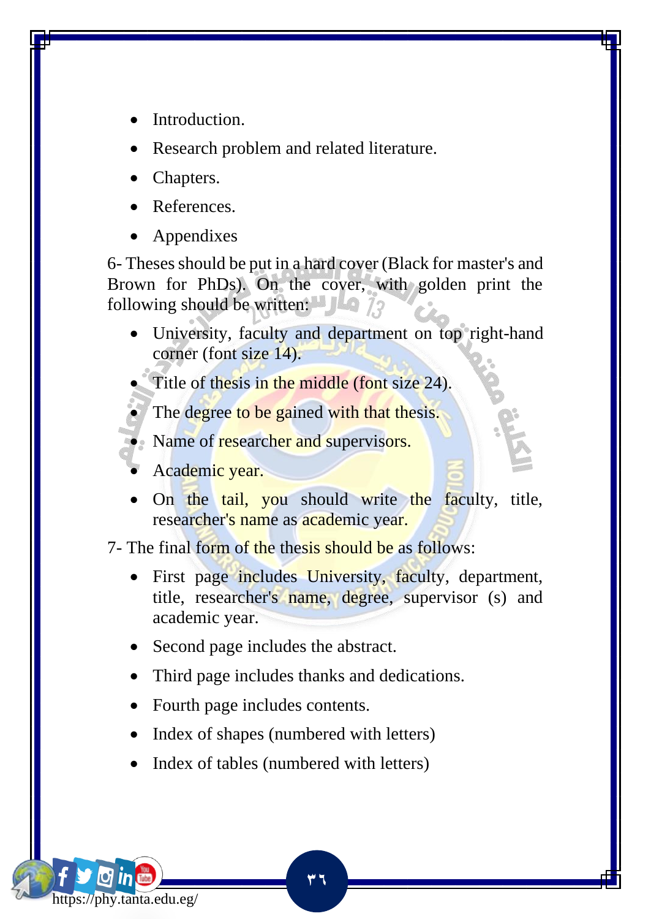- Introduction.
- Research problem and related literature.
- Chapters.
- References.
- Appendixes

6- Theses should be put in a hard cover (Black for master's and Brown for PhDs). On the cover, with golden print the following should be written:

- University, faculty and department on top right-hand corner (font size 14).
- Title of thesis in the middle (font size 24).
- The degree to be gained with that thesis.
- Name of researcher and supervisors.
- Academic year.
- On the tail, you should write the faculty, title, researcher's name as academic year.

7- The final form of the thesis should be as follows:

- First page includes University, faculty, department, title, researcher's name, degree, supervisor (s) and academic year.
- Second page includes the abstract.
- Third page includes thanks and dedications.
- Fourth page includes contents.
- Index of shapes (numbered with letters)
- Index of tables (numbered with letters)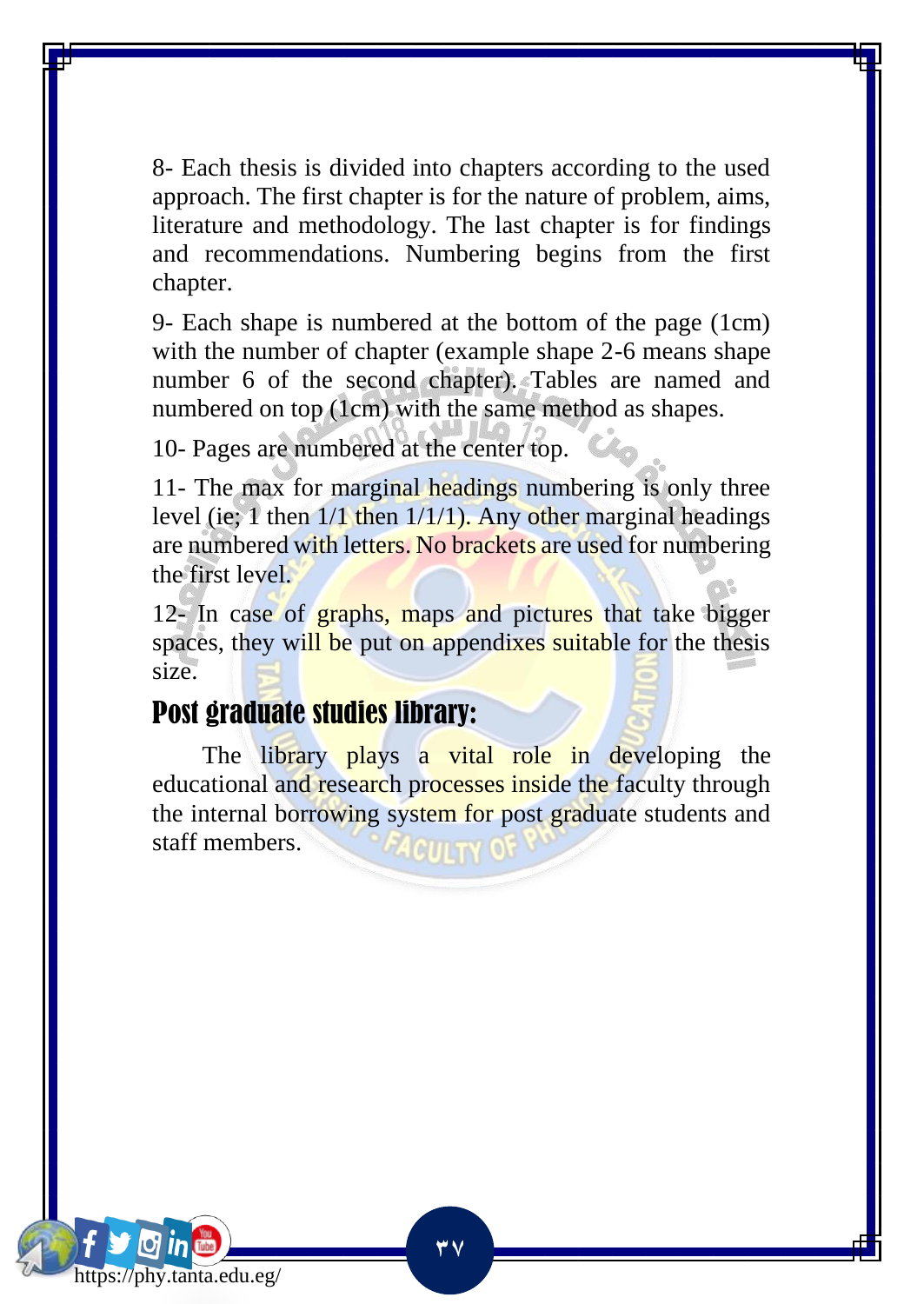8- Each thesis is divided into chapters according to the used approach. The first chapter is for the nature of problem, aims, literature and methodology. The last chapter is for findings and recommendations. Numbering begins from the first chapter.

9- Each shape is numbered at the bottom of the page (1cm) with the number of chapter (example shape 2-6 means shape number 6 of the second chapter). Tables are named and numbered on top (1cm) with the same method as shapes.

10- Pages are numbered at the center top.

11- The max for marginal headings numbering is only three level (ie; 1 then 1/1 then 1/1/1). Any other marginal headings are numbered with letters. No brackets are used for numbering the first level.

12- In case of graphs, maps and pictures that take bigger spaces, they will be put on appendixes suitable for the thesis size.

## Post graduate studies library:

The library plays a vital role in developing the educational and research processes inside the faculty through the internal borrowing system for post graduate students and staff members.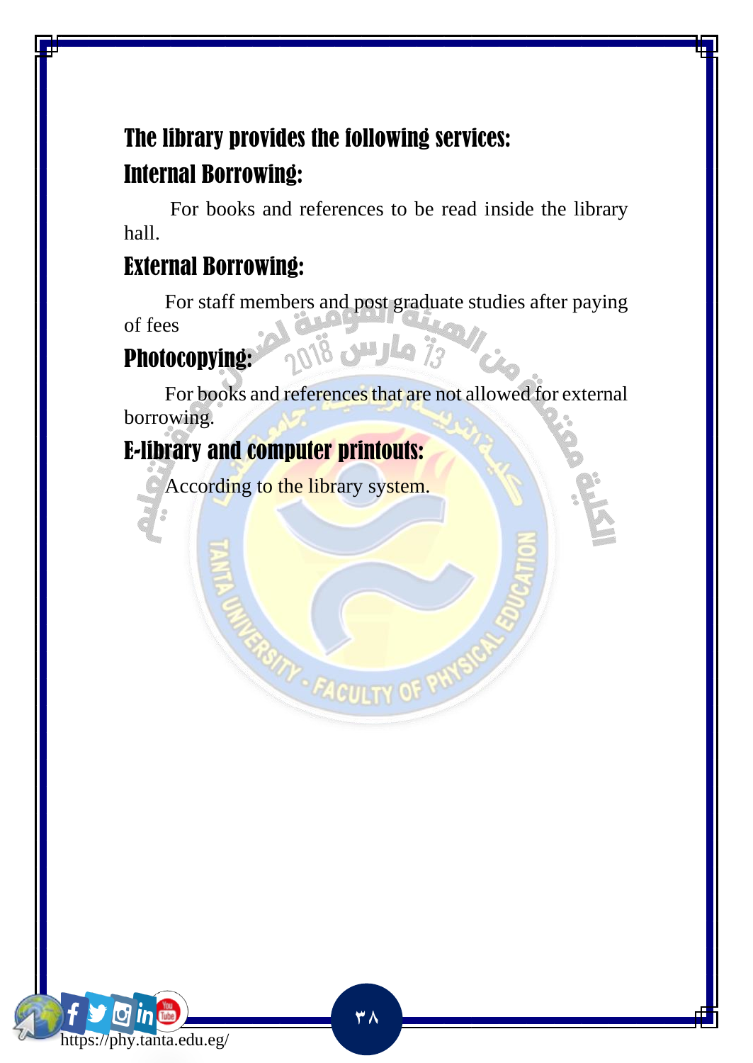## The library provides the following services:

### Internal Borrowing:

For books and references to be read inside the library hall.

### External Borrowing:

For staff members and post graduate studies after paying of fees

### Photocopying:

For books and references that are not allowed for external borrowing.

### E-library and computer printouts:

According to the library system.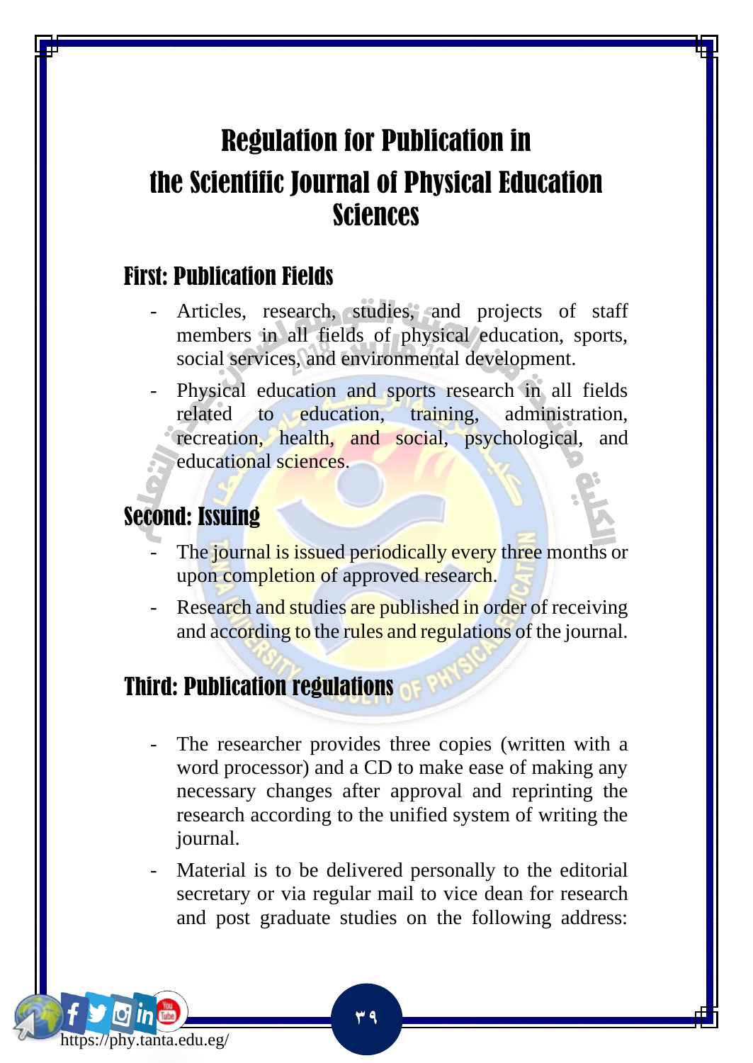# Regulation for Publication in the Scientific Journal of Physical Education Sciences

## First: Publication Fields

- Articles, research, studies, and projects of staff members in all fields of physical education, sports, social services, and environmental development.
- Physical education and sports research in all fields related to education, training, administration, recreation, health, and social, psychological, and educational sciences.

## Second: Issuing

- The journal is issued periodically every three months or upon completion of approved research.
- Research and studies are published in order of receiving and according to the rules and regulations of the journal.

## Third: Publication regulations

- The researcher provides three copies (written with a word processor) and a CD to make ease of making any necessary changes after approval and reprinting the research according to the unified system of writing the journal.
- Material is to be delivered personally to the editorial secretary or via regular mail to vice dean for research and post graduate studies on the following address: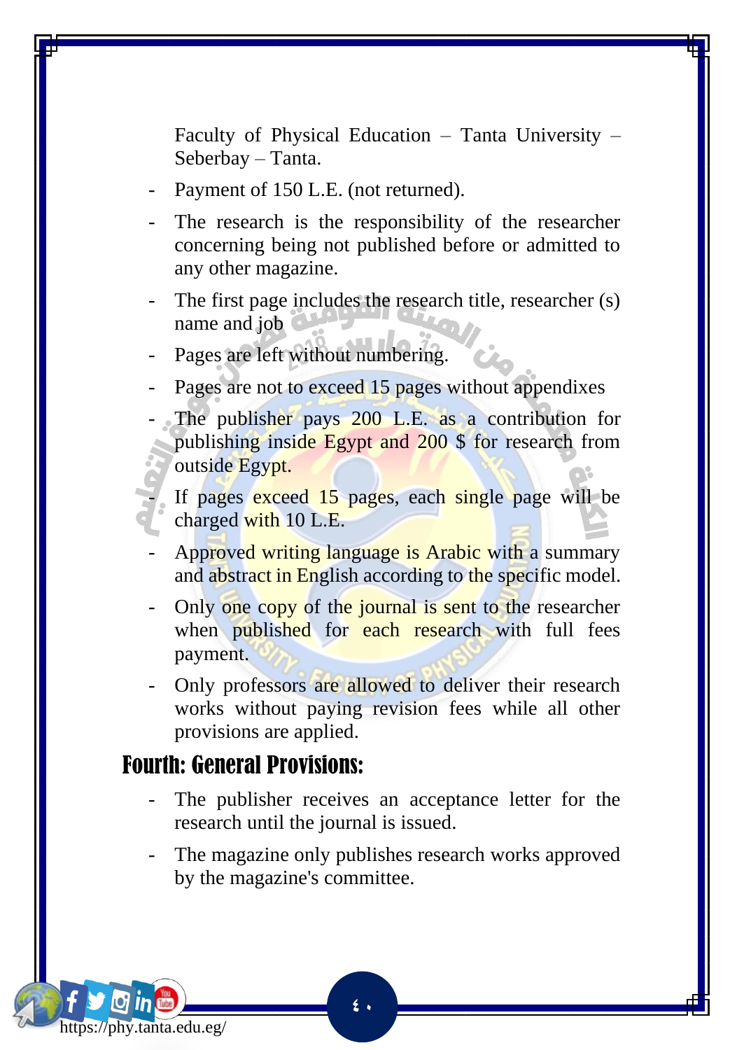Faculty of Physical Education – Tanta University – Seberbay – Tanta.

- Payment of 150 L.E. (not returned).
- The research is the responsibility of the researcher concerning being not published before or admitted to any other magazine.
- The first page includes the research title, researcher (s) name and job
- Pages are left without numbering.
- Pages are not to exceed 15 pages without appendixes
- The publisher pays 200 L.E. as a contribution for publishing inside Egypt and 200 $ for research from outside Egypt.
- If pages exceed 15 pages, each single page will be charged with 10 L.E.
- Approved writing language is Arabic with a summary and abstract in English according to the specific model.
- Only one copy of the journal is sent to the researcher when published for each research with full fees payment.
- Only professors are allowed to deliver their research works without paying revision fees while all other provisions are applied.

## Fourth: General Provisions:

- The publisher receives an acceptance letter for the research until the journal is issued.
- The magazine only publishes research works approved by the magazine's committee.

https://phy.tanta.edu.eg/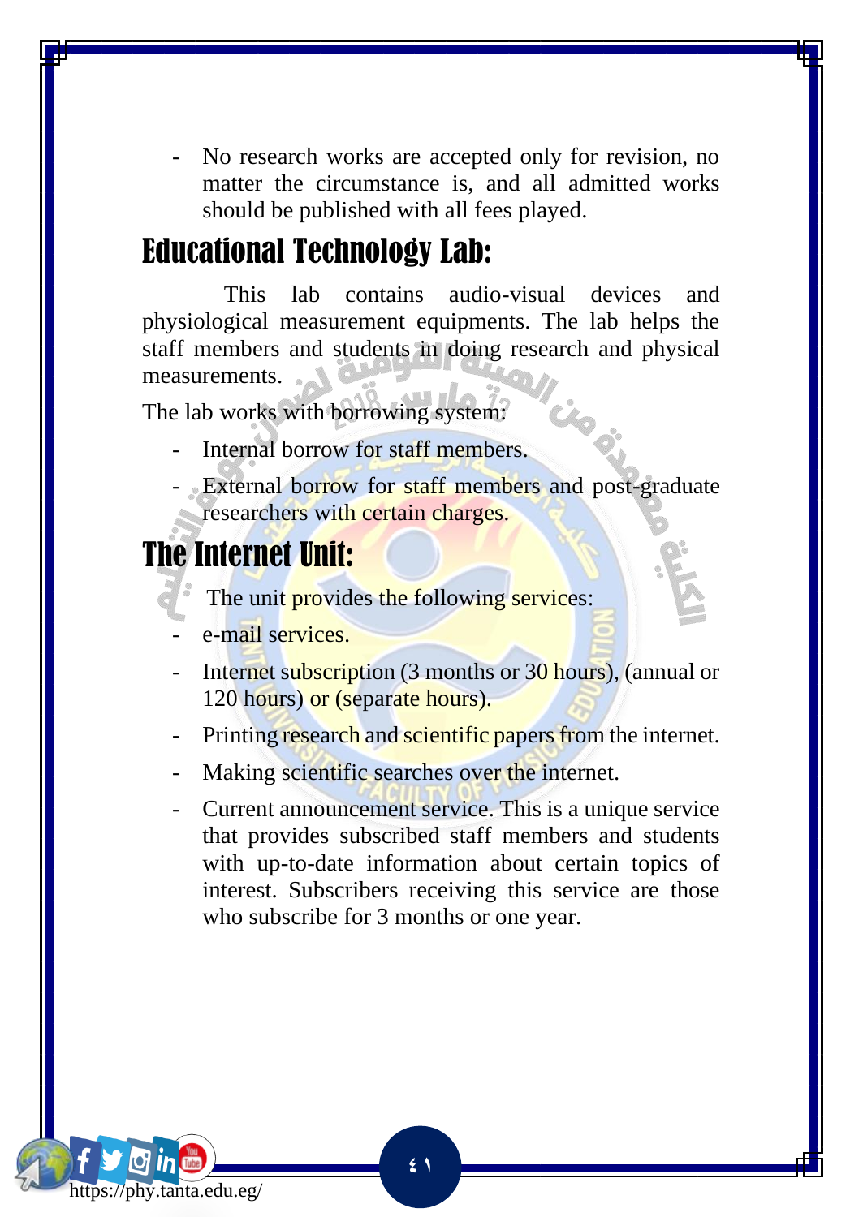- No research works are accepted only for revision, no matter the circumstance is, and all admitted works should be published with all fees played.

## Educational Technology Lab:

This lab contains audio-visual devices and physiological measurement equipments. The lab helps the staff members and students in doing research and physical measurements.

The lab works with borrowing system:

- Internal borrow for staff members.
- External borrow for staff members and post-graduate researchers with certain charges.

## The Internet Unit:

The unit provides the following services:

- e-mail services.
- Internet subscription (3 months or 30 hours), (annual or 120 hours) or (separate hours).
- Printing research and scientific papers from the internet.
- Making scientific searches over the internet.
- Current announcement service. This is a unique service that provides subscribed staff members and students with up-to-date information about certain topics of interest. Subscribers receiving this service are those who subscribe for 3 months or one year.